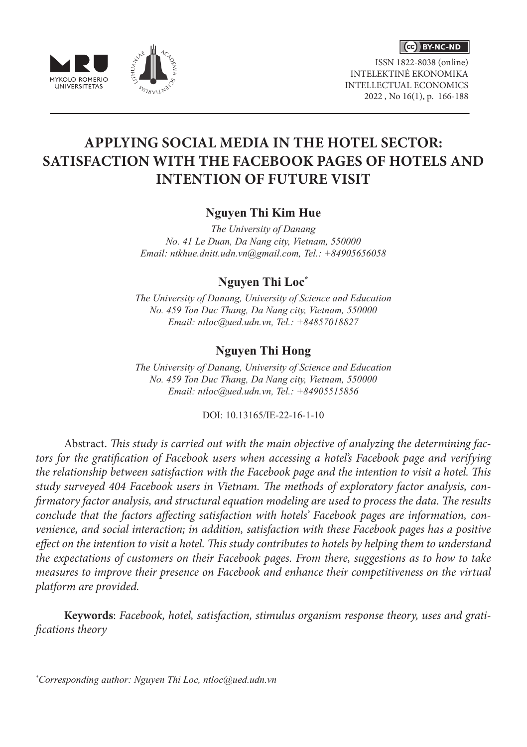# APPLYING SOCIAL MEDIA IN THE HOTEL SECTOR: SATISFACTION WITH THE FACEBOOK PAGES OF HOTELS AND INTENTION OF FUTURE VISIT

**Nguyen Thi Kim Hue**

*The University of Danang*
*No. 41 Le Duan, Da Nang city, Vietnam, 550000*
*Email: ntkhue.dnitt.udn.vn@gmail.com, Tel.: +84905656058*

**Nguyen Thi Loc**[*]

*The University of Danang, University of Science and Education*
*No. 459 Ton Duc Thang, Da Nang city, Vietnam, 550000*
*Email: ntloc@ued.udn.vn, Tel.: +84857018827*

**Nguyen Thi Hong**

*The University of Danang, University of Science and Education*
*No. 459 Ton Duc Thang, Da Nang city, Vietnam, 550000*
*Email: ntloc@ued.udn.vn, Tel.: +84905515856*

DOI: 10.13165/IE-22-16-1-10

Abstract. *This study is carried out with the main objective of analyzing the determining factors for the gratification of Facebook users when accessing a hotel's Facebook page and verifying the relationship between satisfaction with the Facebook page and the intention to visit a hotel. This study surveyed 404 Facebook users in Vietnam. The methods of exploratory factor analysis, confirmatory factor analysis, and structural equation modeling are used to process the data. The results conclude that the factors affecting satisfaction with hotels' Facebook pages are information, convenience, and social interaction; in addition, satisfaction with these Facebook pages has a positive effect on the intention to visit a hotel. This study contributes to hotels by helping them to understand the expectations of customers on their Facebook pages. From there, suggestions as to how to take measures to improve their presence on Facebook and enhance their competitiveness on the virtual platform are provided.*

**Keywords**: *Facebook, hotel, satisfaction, stimulus organism response theory, uses and gratifications theory*

[*]*Corresponding author: Nguyen Thi Loc, ntloc@ued.udn.vn*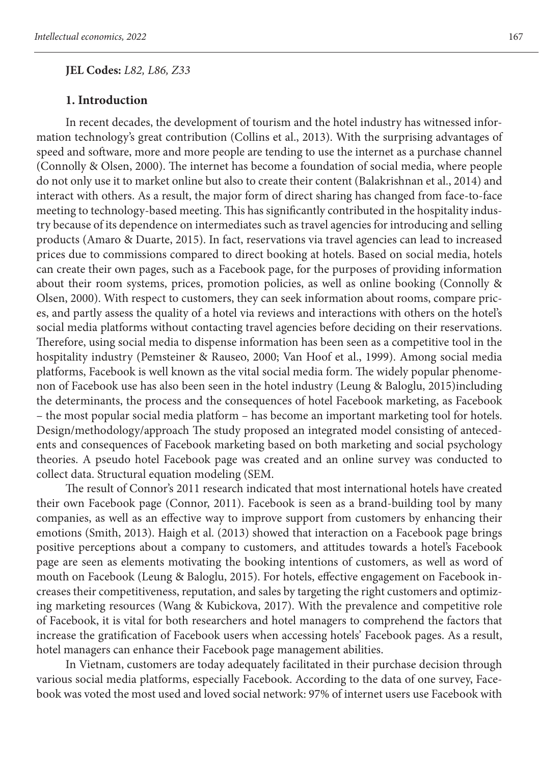**JEL Codes:** *L82, L86, Z33*

## 1. Introduction

In recent decades, the development of tourism and the hotel industry has witnessed information technology's great contribution (Collins et al., 2013). With the surprising advantages of speed and software, more and more people are tending to use the internet as a purchase channel (Connolly & Olsen, 2000). The internet has become a foundation of social media, where people do not only use it to market online but also to create their content (Balakrishnan et al., 2014) and interact with others. As a result, the major form of direct sharing has changed from face-to-face meeting to technology-based meeting. This has significantly contributed in the hospitality industry because of its dependence on intermediates such as travel agencies for introducing and selling products (Amaro & Duarte, 2015). In fact, reservations via travel agencies can lead to increased prices due to commissions compared to direct booking at hotels. Based on social media, hotels can create their own pages, such as a Facebook page, for the purposes of providing information about their room systems, prices, promotion policies, as well as online booking (Connolly & Olsen, 2000). With respect to customers, they can seek information about rooms, compare prices, and partly assess the quality of a hotel via reviews and interactions with others on the hotel's social media platforms without contacting travel agencies before deciding on their reservations. Therefore, using social media to dispense information has been seen as a competitive tool in the hospitality industry (Pemsteiner & Rauseo, 2000; Van Hoof et al., 1999). Among social media platforms, Facebook is well known as the vital social media form. The widely popular phenomenon of Facebook use has also been seen in the hotel industry (Leung & Baloglu, 2015)including the determinants, the process and the consequences of hotel Facebook marketing, as Facebook – the most popular social media platform – has become an important marketing tool for hotels. Design/methodology/approach The study proposed an integrated model consisting of antecedents and consequences of Facebook marketing based on both marketing and social psychology theories. A pseudo hotel Facebook page was created and an online survey was conducted to collect data. Structural equation modeling (SEM.

The result of Connor's 2011 research indicated that most international hotels have created their own Facebook page (Connor, 2011). Facebook is seen as a brand-building tool by many companies, as well as an effective way to improve support from customers by enhancing their emotions (Smith, 2013). Haigh et al. (2013) showed that interaction on a Facebook page brings positive perceptions about a company to customers, and attitudes towards a hotel's Facebook page are seen as elements motivating the booking intentions of customers, as well as word of mouth on Facebook (Leung & Baloglu, 2015). For hotels, effective engagement on Facebook increases their competitiveness, reputation, and sales by targeting the right customers and optimizing marketing resources (Wang & Kubickova, 2017). With the prevalence and competitive role of Facebook, it is vital for both researchers and hotel managers to comprehend the factors that increase the gratification of Facebook users when accessing hotels' Facebook pages. As a result, hotel managers can enhance their Facebook page management abilities.

In Vietnam, customers are today adequately facilitated in their purchase decision through various social media platforms, especially Facebook. According to the data of one survey, Facebook was voted the most used and loved social network: 97% of internet users use Facebook with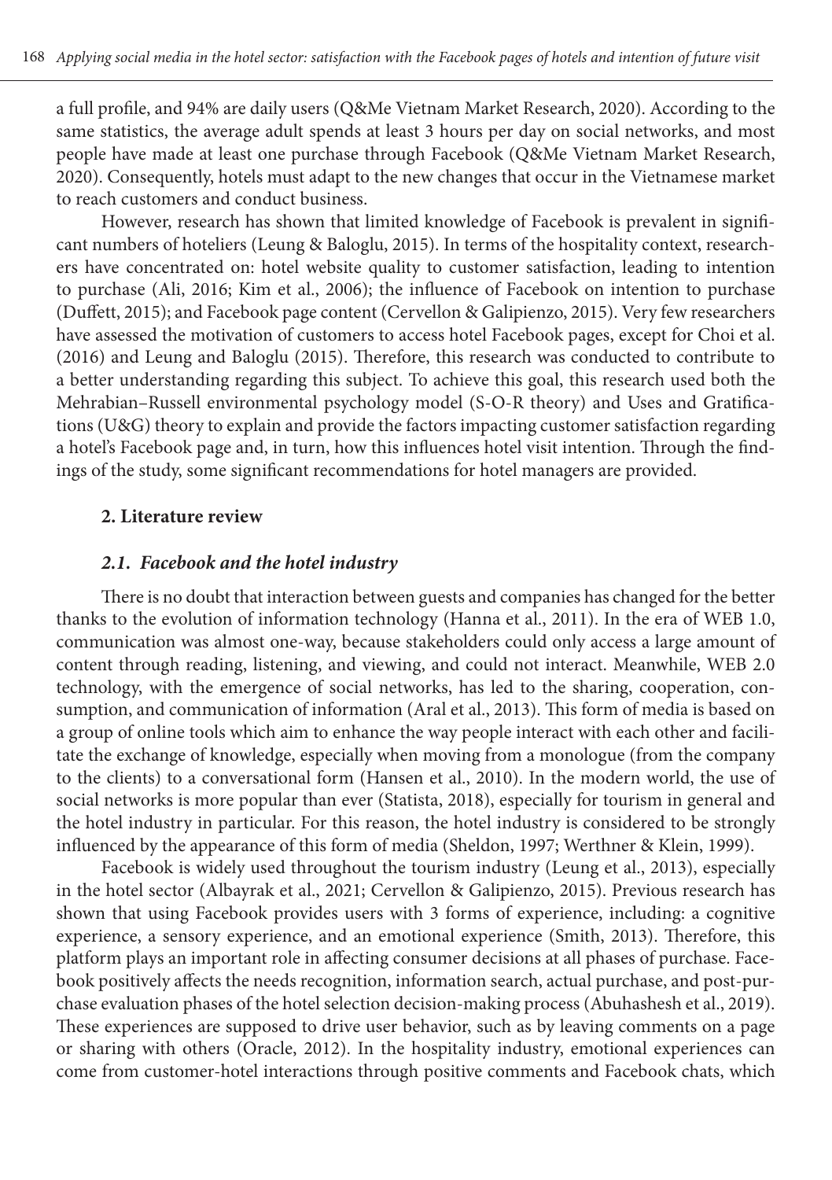a full profile, and 94% are daily users (Q&Me Vietnam Market Research, 2020). According to the same statistics, the average adult spends at least 3 hours per day on social networks, and most people have made at least one purchase through Facebook (Q&Me Vietnam Market Research, 2020). Consequently, hotels must adapt to the new changes that occur in the Vietnamese market to reach customers and conduct business.

However, research has shown that limited knowledge of Facebook is prevalent in significant numbers of hoteliers (Leung & Baloglu, 2015). In terms of the hospitality context, researchers have concentrated on: hotel website quality to customer satisfaction, leading to intention to purchase (Ali, 2016; Kim et al., 2006); the influence of Facebook on intention to purchase (Duffett, 2015); and Facebook page content (Cervellon & Galipienzo, 2015). Very few researchers have assessed the motivation of customers to access hotel Facebook pages, except for Choi et al. (2016) and Leung and Baloglu (2015). Therefore, this research was conducted to contribute to a better understanding regarding this subject. To achieve this goal, this research used both the Mehrabian–Russell environmental psychology model (S-O-R theory) and Uses and Gratifications (U&G) theory to explain and provide the factors impacting customer satisfaction regarding a hotel's Facebook page and, in turn, how this influences hotel visit intention. Through the findings of the study, some significant recommendations for hotel managers are provided.

## 2. Literature review

### *2.1. Facebook and the hotel industry*

There is no doubt that interaction between guests and companies has changed for the better thanks to the evolution of information technology (Hanna et al., 2011). In the era of WEB 1.0, communication was almost one-way, because stakeholders could only access a large amount of content through reading, listening, and viewing, and could not interact. Meanwhile, WEB 2.0 technology, with the emergence of social networks, has led to the sharing, cooperation, consumption, and communication of information (Aral et al., 2013). This form of media is based on a group of online tools which aim to enhance the way people interact with each other and facilitate the exchange of knowledge, especially when moving from a monologue (from the company to the clients) to a conversational form (Hansen et al., 2010). In the modern world, the use of social networks is more popular than ever (Statista, 2018), especially for tourism in general and the hotel industry in particular. For this reason, the hotel industry is considered to be strongly influenced by the appearance of this form of media (Sheldon, 1997; Werthner & Klein, 1999).

Facebook is widely used throughout the tourism industry (Leung et al., 2013), especially in the hotel sector (Albayrak et al., 2021; Cervellon & Galipienzo, 2015). Previous research has shown that using Facebook provides users with 3 forms of experience, including: a cognitive experience, a sensory experience, and an emotional experience (Smith, 2013). Therefore, this platform plays an important role in affecting consumer decisions at all phases of purchase. Facebook positively affects the needs recognition, information search, actual purchase, and post-purchase evaluation phases of the hotel selection decision-making process (Abuhashesh et al., 2019). These experiences are supposed to drive user behavior, such as by leaving comments on a page or sharing with others (Oracle, 2012). In the hospitality industry, emotional experiences can come from customer-hotel interactions through positive comments and Facebook chats, which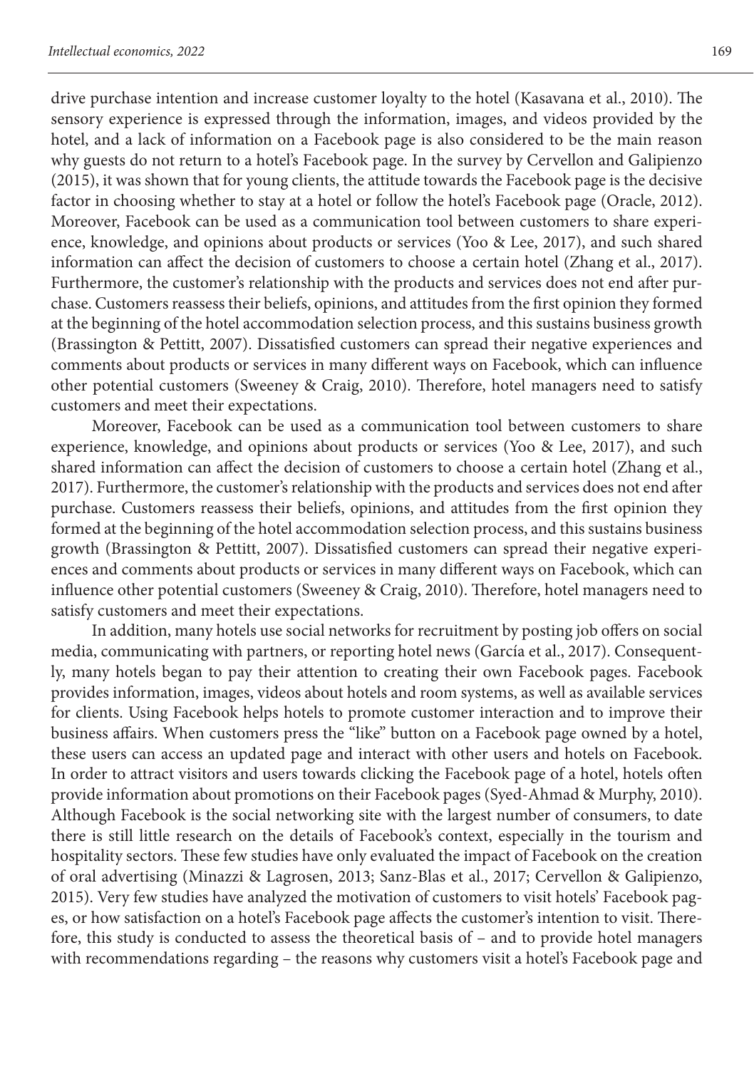drive purchase intention and increase customer loyalty to the hotel (Kasavana et al., 2010). The sensory experience is expressed through the information, images, and videos provided by the hotel, and a lack of information on a Facebook page is also considered to be the main reason why guests do not return to a hotel's Facebook page. In the survey by Cervellon and Galipienzo (2015), it was shown that for young clients, the attitude towards the Facebook page is the decisive factor in choosing whether to stay at a hotel or follow the hotel's Facebook page (Oracle, 2012). Moreover, Facebook can be used as a communication tool between customers to share experience, knowledge, and opinions about products or services (Yoo & Lee, 2017), and such shared information can affect the decision of customers to choose a certain hotel (Zhang et al., 2017). Furthermore, the customer's relationship with the products and services does not end after purchase. Customers reassess their beliefs, opinions, and attitudes from the first opinion they formed at the beginning of the hotel accommodation selection process, and this sustains business growth (Brassington & Pettitt, 2007). Dissatisfied customers can spread their negative experiences and comments about products or services in many different ways on Facebook, which can influence other potential customers (Sweeney & Craig, 2010). Therefore, hotel managers need to satisfy customers and meet their expectations.

Moreover, Facebook can be used as a communication tool between customers to share experience, knowledge, and opinions about products or services (Yoo & Lee, 2017), and such shared information can affect the decision of customers to choose a certain hotel (Zhang et al., 2017). Furthermore, the customer's relationship with the products and services does not end after purchase. Customers reassess their beliefs, opinions, and attitudes from the first opinion they formed at the beginning of the hotel accommodation selection process, and this sustains business growth (Brassington & Pettitt, 2007). Dissatisfied customers can spread their negative experiences and comments about products or services in many different ways on Facebook, which can influence other potential customers (Sweeney & Craig, 2010). Therefore, hotel managers need to satisfy customers and meet their expectations.

In addition, many hotels use social networks for recruitment by posting job offers on social media, communicating with partners, or reporting hotel news (García et al., 2017). Consequently, many hotels began to pay their attention to creating their own Facebook pages. Facebook provides information, images, videos about hotels and room systems, as well as available services for clients. Using Facebook helps hotels to promote customer interaction and to improve their business affairs. When customers press the "like" button on a Facebook page owned by a hotel, these users can access an updated page and interact with other users and hotels on Facebook. In order to attract visitors and users towards clicking the Facebook page of a hotel, hotels often provide information about promotions on their Facebook pages (Syed-Ahmad & Murphy, 2010). Although Facebook is the social networking site with the largest number of consumers, to date there is still little research on the details of Facebook's context, especially in the tourism and hospitality sectors. These few studies have only evaluated the impact of Facebook on the creation of oral advertising (Minazzi & Lagrosen, 2013; Sanz-Blas et al., 2017; Cervellon & Galipienzo, 2015). Very few studies have analyzed the motivation of customers to visit hotels' Facebook pages, or how satisfaction on a hotel's Facebook page affects the customer's intention to visit. Therefore, this study is conducted to assess the theoretical basis of – and to provide hotel managers with recommendations regarding – the reasons why customers visit a hotel's Facebook page and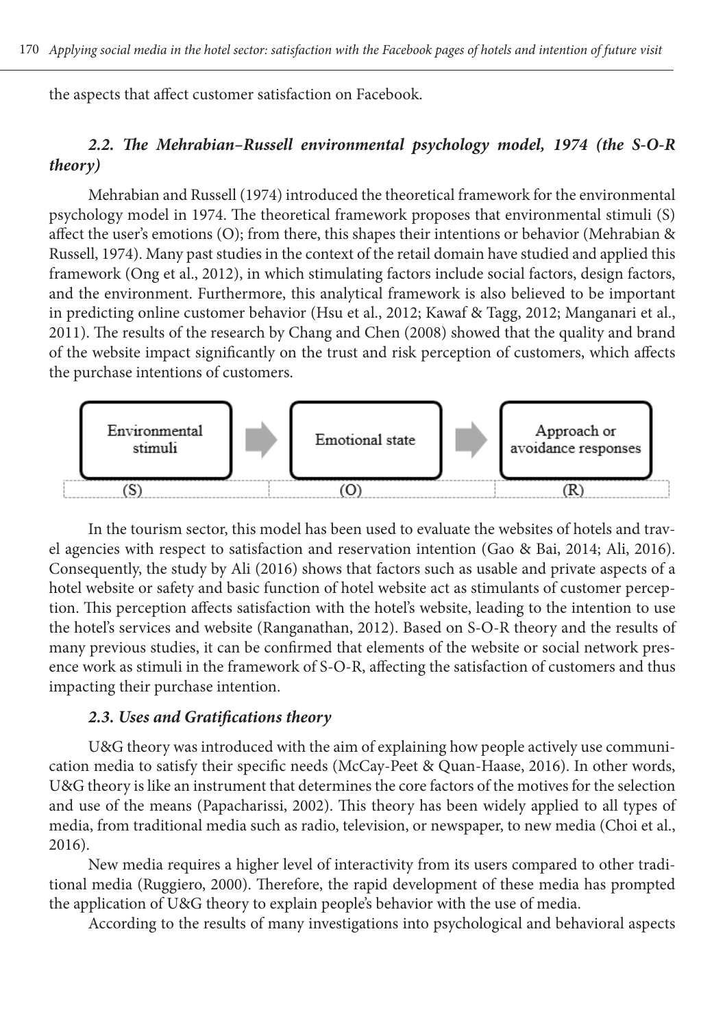the aspects that affect customer satisfaction on Facebook.

### *2.2. The Mehrabian–Russell environmental psychology model, 1974 (the S-O-R theory)*

Mehrabian and Russell (1974) introduced the theoretical framework for the environmental psychology model in 1974. The theoretical framework proposes that environmental stimuli (S) affect the user's emotions (O); from there, this shapes their intentions or behavior (Mehrabian & Russell, 1974). Many past studies in the context of the retail domain have studied and applied this framework (Ong et al., 2012), in which stimulating factors include social factors, design factors, and the environment. Furthermore, this analytical framework is also believed to be important in predicting online customer behavior (Hsu et al., 2012; Kawaf & Tagg, 2012; Manganari et al., 2011). The results of the research by Chang and Chen (2008) showed that the quality and brand of the website impact significantly on the trust and risk perception of customers, which affects the purchase intentions of customers.

| Environmental stimuli | → | Emotional state | → | Approach or avoidance responses |
|---|---|---|---|---|
| (S) | | (O) | | (R) |

In the tourism sector, this model has been used to evaluate the websites of hotels and travel agencies with respect to satisfaction and reservation intention (Gao & Bai, 2014; Ali, 2016). Consequently, the study by Ali (2016) shows that factors such as usable and private aspects of a hotel website or safety and basic function of hotel website act as stimulants of customer perception. This perception affects satisfaction with the hotel's website, leading to the intention to use the hotel's services and website (Ranganathan, 2012). Based on S-O-R theory and the results of many previous studies, it can be confirmed that elements of the website or social network presence work as stimuli in the framework of S-O-R, affecting the satisfaction of customers and thus impacting their purchase intention.

### *2.3. Uses and Gratifications theory*

U&G theory was introduced with the aim of explaining how people actively use communication media to satisfy their specific needs (McCay-Peet & Quan-Haase, 2016). In other words, U&G theory is like an instrument that determines the core factors of the motives for the selection and use of the means (Papacharissi, 2002). This theory has been widely applied to all types of media, from traditional media such as radio, television, or newspaper, to new media (Choi et al., 2016).

New media requires a higher level of interactivity from its users compared to other traditional media (Ruggiero, 2000). Therefore, the rapid development of these media has prompted the application of U&G theory to explain people's behavior with the use of media.

According to the results of many investigations into psychological and behavioral aspects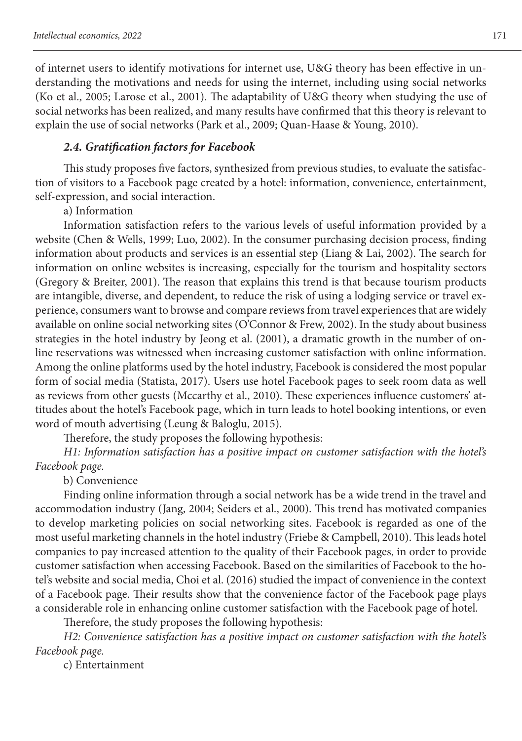of internet users to identify motivations for internet use, U&G theory has been effective in understanding the motivations and needs for using the internet, including using social networks (Ko et al., 2005; Larose et al., 2001). The adaptability of U&G theory when studying the use of social networks has been realized, and many results have confirmed that this theory is relevant to explain the use of social networks (Park et al., 2009; Quan-Haase & Young, 2010).

### *2.4. Gratification factors for Facebook*

This study proposes five factors, synthesized from previous studies, to evaluate the satisfaction of visitors to a Facebook page created by a hotel: information, convenience, entertainment, self-expression, and social interaction.

a) Information

Information satisfaction refers to the various levels of useful information provided by a website (Chen & Wells, 1999; Luo, 2002). In the consumer purchasing decision process, finding information about products and services is an essential step (Liang & Lai, 2002). The search for information on online websites is increasing, especially for the tourism and hospitality sectors (Gregory & Breiter, 2001). The reason that explains this trend is that because tourism products are intangible, diverse, and dependent, to reduce the risk of using a lodging service or travel experience, consumers want to browse and compare reviews from travel experiences that are widely available on online social networking sites (O'Connor & Frew, 2002). In the study about business strategies in the hotel industry by Jeong et al. (2001), a dramatic growth in the number of online reservations was witnessed when increasing customer satisfaction with online information. Among the online platforms used by the hotel industry, Facebook is considered the most popular form of social media (Statista, 2017). Users use hotel Facebook pages to seek room data as well as reviews from other guests (Mccarthy et al., 2010). These experiences influence customers' attitudes about the hotel's Facebook page, which in turn leads to hotel booking intentions, or even word of mouth advertising (Leung & Baloglu, 2015).

Therefore, the study proposes the following hypothesis:

*H1: Information satisfaction has a positive impact on customer satisfaction with the hotel's Facebook page.*

b) Convenience

Finding online information through a social network has be a wide trend in the travel and accommodation industry (Jang, 2004; Seiders et al., 2000). This trend has motivated companies to develop marketing policies on social networking sites. Facebook is regarded as one of the most useful marketing channels in the hotel industry (Friebe & Campbell, 2010). This leads hotel companies to pay increased attention to the quality of their Facebook pages, in order to provide customer satisfaction when accessing Facebook. Based on the similarities of Facebook to the hotel's website and social media, Choi et al. (2016) studied the impact of convenience in the context of a Facebook page. Their results show that the convenience factor of the Facebook page plays a considerable role in enhancing online customer satisfaction with the Facebook page of hotel.

Therefore, the study proposes the following hypothesis:

*H2: Convenience satisfaction has a positive impact on customer satisfaction with the hotel's Facebook page.*

c) Entertainment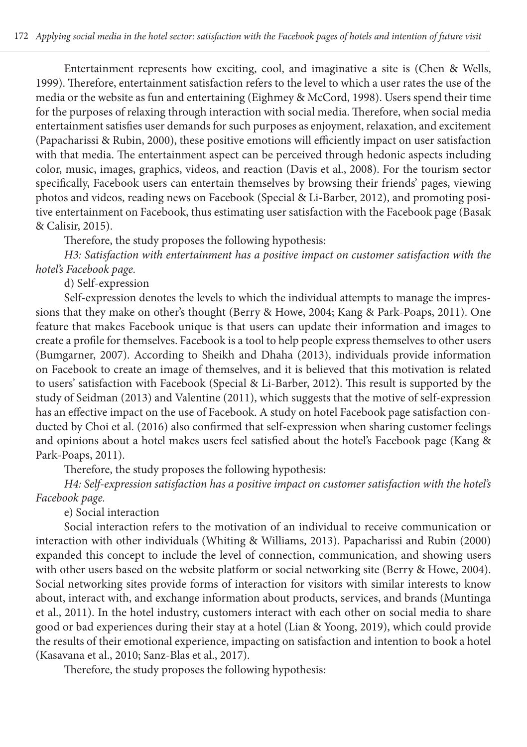Entertainment represents how exciting, cool, and imaginative a site is (Chen & Wells, 1999). Therefore, entertainment satisfaction refers to the level to which a user rates the use of the media or the website as fun and entertaining (Eighmey & McCord, 1998). Users spend their time for the purposes of relaxing through interaction with social media. Therefore, when social media entertainment satisfies user demands for such purposes as enjoyment, relaxation, and excitement (Papacharissi & Rubin, 2000), these positive emotions will efficiently impact on user satisfaction with that media. The entertainment aspect can be perceived through hedonic aspects including color, music, images, graphics, videos, and reaction (Davis et al., 2008). For the tourism sector specifically, Facebook users can entertain themselves by browsing their friends' pages, viewing photos and videos, reading news on Facebook (Special & Li-Barber, 2012), and promoting positive entertainment on Facebook, thus estimating user satisfaction with the Facebook page (Basak & Calisir, 2015).

Therefore, the study proposes the following hypothesis:

*H3: Satisfaction with entertainment has a positive impact on customer satisfaction with the hotel's Facebook page.*

d) Self-expression

Self-expression denotes the levels to which the individual attempts to manage the impressions that they make on other's thought (Berry & Howe, 2004; Kang & Park-Poaps, 2011). One feature that makes Facebook unique is that users can update their information and images to create a profile for themselves. Facebook is a tool to help people express themselves to other users (Bumgarner, 2007). According to Sheikh and Dhaha (2013), individuals provide information on Facebook to create an image of themselves, and it is believed that this motivation is related to users' satisfaction with Facebook (Special & Li-Barber, 2012). This result is supported by the study of Seidman (2013) and Valentine (2011), which suggests that the motive of self-expression has an effective impact on the use of Facebook. A study on hotel Facebook page satisfaction conducted by Choi et al. (2016) also confirmed that self-expression when sharing customer feelings and opinions about a hotel makes users feel satisfied about the hotel's Facebook page (Kang & Park-Poaps, 2011).

Therefore, the study proposes the following hypothesis:

*H4: Self-expression satisfaction has a positive impact on customer satisfaction with the hotel's Facebook page.*

e) Social interaction

Social interaction refers to the motivation of an individual to receive communication or interaction with other individuals (Whiting & Williams, 2013). Papacharissi and Rubin (2000) expanded this concept to include the level of connection, communication, and showing users with other users based on the website platform or social networking site (Berry & Howe, 2004). Social networking sites provide forms of interaction for visitors with similar interests to know about, interact with, and exchange information about products, services, and brands (Muntinga et al., 2011). In the hotel industry, customers interact with each other on social media to share good or bad experiences during their stay at a hotel (Lian & Yoong, 2019), which could provide the results of their emotional experience, impacting on satisfaction and intention to book a hotel (Kasavana et al., 2010; Sanz-Blas et al., 2017).

Therefore, the study proposes the following hypothesis: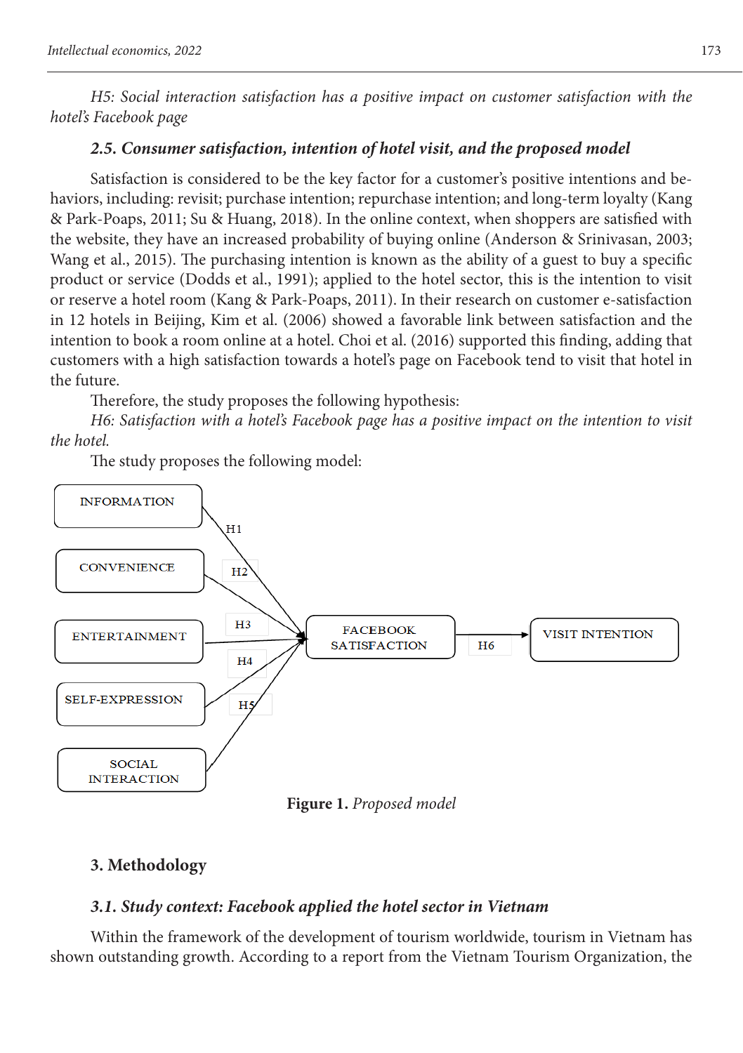*H5: Social interaction satisfaction has a positive impact on customer satisfaction with the hotel's Facebook page*

### *2.5. Consumer satisfaction, intention of hotel visit, and the proposed model*

Satisfaction is considered to be the key factor for a customer's positive intentions and behaviors, including: revisit; purchase intention; repurchase intention; and long-term loyalty (Kang & Park-Poaps, 2011; Su & Huang, 2018). In the online context, when shoppers are satisfied with the website, they have an increased probability of buying online (Anderson & Srinivasan, 2003; Wang et al., 2015). The purchasing intention is known as the ability of a guest to buy a specific product or service (Dodds et al., 1991); applied to the hotel sector, this is the intention to visit or reserve a hotel room (Kang & Park-Poaps, 2011). In their research on customer e-satisfaction in 12 hotels in Beijing, Kim et al. (2006) showed a favorable link between satisfaction and the intention to book a room online at a hotel. Choi et al. (2016) supported this finding, adding that customers with a high satisfaction towards a hotel's page on Facebook tend to visit that hotel in the future.

Therefore, the study proposes the following hypothesis:

*H6: Satisfaction with a hotel's Facebook page has a positive impact on the intention to visit the hotel.*

The study proposes the following model:

INFORMATION, CONVENIENCE, ENTERTAINMENT, SELF-EXPRESSION, SOCIAL INTERACTION → (H1–H5) → FACEBOOK SATISFACTION → (H6) → VISIT INTENTION

**Figure 1.** *Proposed model*

## 3. Methodology

### *3.1. Study context: Facebook applied the hotel sector in Vietnam*

Within the framework of the development of tourism worldwide, tourism in Vietnam has shown outstanding growth. According to a report from the Vietnam Tourism Organization, the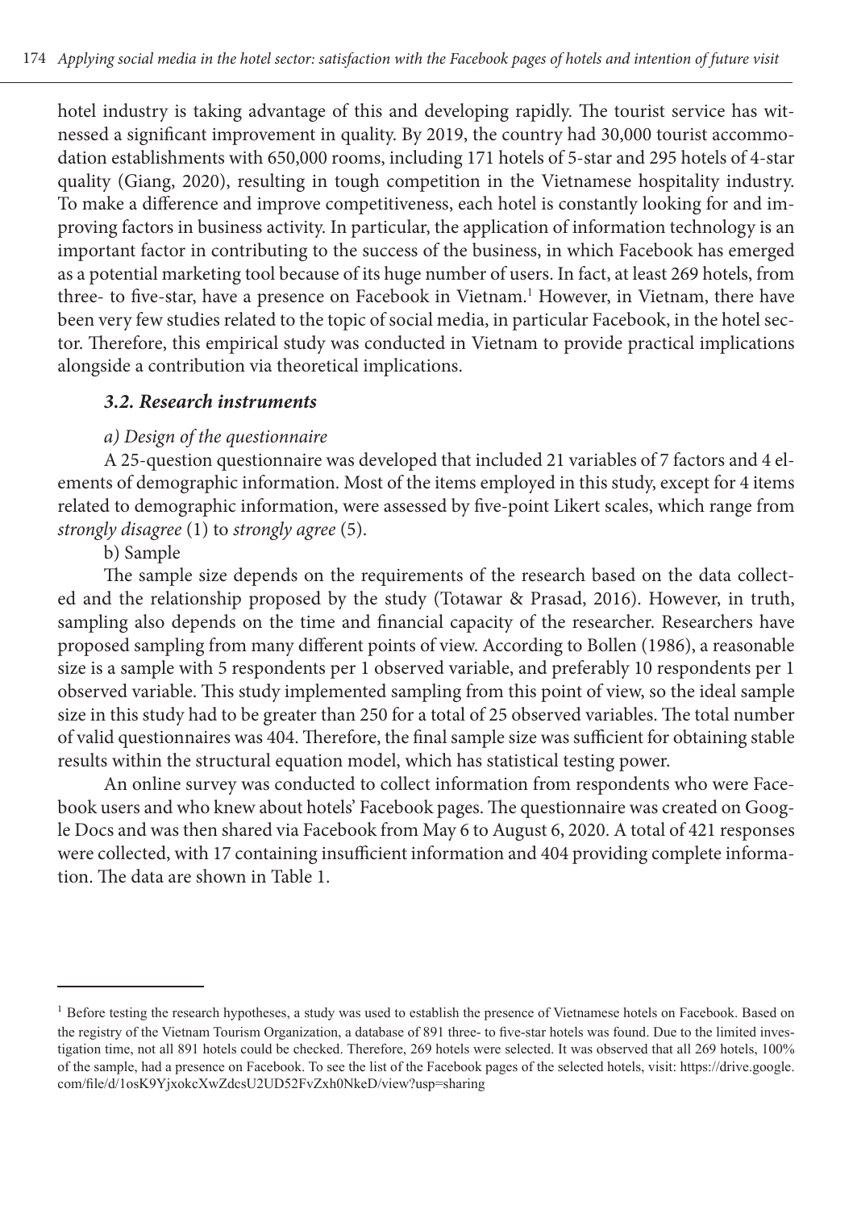hotel industry is taking advantage of this and developing rapidly. The tourist service has witnessed a significant improvement in quality. By 2019, the country had 30,000 tourist accommodation establishments with 650,000 rooms, including 171 hotels of 5-star and 295 hotels of 4-star quality (Giang, 2020), resulting in tough competition in the Vietnamese hospitality industry. To make a difference and improve competitiveness, each hotel is constantly looking for and improving factors in business activity. In particular, the application of information technology is an important factor in contributing to the success of the business, in which Facebook has emerged as a potential marketing tool because of its huge number of users. In fact, at least 269 hotels, from three- to five-star, have a presence on Facebook in Vietnam.[1] However, in Vietnam, there have been very few studies related to the topic of social media, in particular Facebook, in the hotel sector. Therefore, this empirical study was conducted in Vietnam to provide practical implications alongside a contribution via theoretical implications.

### *3.2. Research instruments*

*a) Design of the questionnaire*

A 25-question questionnaire was developed that included 21 variables of 7 factors and 4 elements of demographic information. Most of the items employed in this study, except for 4 items related to demographic information, were assessed by five-point Likert scales, which range from *strongly disagree* (1) to *strongly agree* (5).

b) Sample

The sample size depends on the requirements of the research based on the data collected and the relationship proposed by the study (Totawar & Prasad, 2016). However, in truth, sampling also depends on the time and financial capacity of the researcher. Researchers have proposed sampling from many different points of view. According to Bollen (1986), a reasonable size is a sample with 5 respondents per 1 observed variable, and preferably 10 respondents per 1 observed variable. This study implemented sampling from this point of view, so the ideal sample size in this study had to be greater than 250 for a total of 25 observed variables. The total number of valid questionnaires was 404. Therefore, the final sample size was sufficient for obtaining stable results within the structural equation model, which has statistical testing power.

An online survey was conducted to collect information from respondents who were Facebook users and who knew about hotels' Facebook pages. The questionnaire was created on Google Docs and was then shared via Facebook from May 6 to August 6, 2020. A total of 421 responses were collected, with 17 containing insufficient information and 404 providing complete information. The data are shown in Table 1.

---

[1] Before testing the research hypotheses, a study was used to establish the presence of Vietnamese hotels on Facebook. Based on the registry of the Vietnam Tourism Organization, a database of 891 three- to five-star hotels was found. Due to the limited investigation time, not all 891 hotels could be checked. Therefore, 269 hotels were selected. It was observed that all 269 hotels, 100% of the sample, had a presence on Facebook. To see the list of the Facebook pages of the selected hotels, visit: https://drive.google.com/file/d/1osK9YjxokcXwZdcsU2UD52FvZxh0NkeD/view?usp=sharing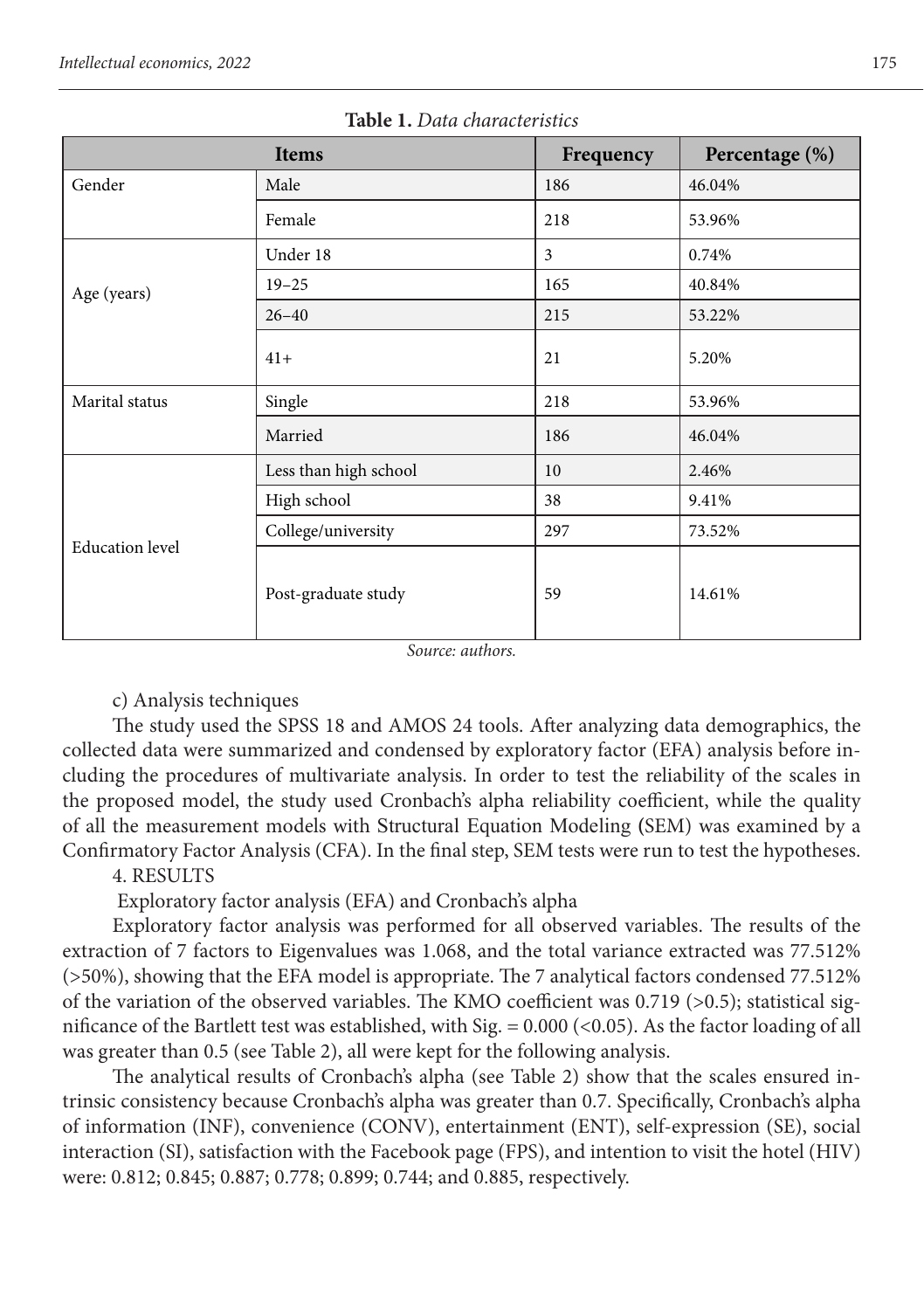**Table 1.** *Data characteristics*

| Items | | Frequency | Percentage (%) |
|---|---|---|---|
| Gender | Male | 186 | 46.04% |
| | Female | 218 | 53.96% |
| Age (years) | Under 18 | 3 | 0.74% |
| | 19–25 | 165 | 40.84% |
| | 26–40 | 215 | 53.22% |
| | 41+ | 21 | 5.20% |
| Marital status | Single | 218 | 53.96% |
| | Married | 186 | 46.04% |
| Education level | Less than high school | 10 | 2.46% |
| | High school | 38 | 9.41% |
| | College/university | 297 | 73.52% |
| | Post-graduate study | 59 | 14.61% |

*Source: authors.*

c) Analysis techniques

The study used the SPSS 18 and AMOS 24 tools. After analyzing data demographics, the collected data were summarized and condensed by exploratory factor (EFA) analysis before including the procedures of multivariate analysis. In order to test the reliability of the scales in the proposed model, the study used Cronbach's alpha reliability coefficient, while the quality of all the measurement models with Structural Equation Modeling (SEM) was examined by a Confirmatory Factor Analysis (CFA). In the final step, SEM tests were run to test the hypotheses.

## 4. RESULTS

Exploratory factor analysis (EFA) and Cronbach's alpha

Exploratory factor analysis was performed for all observed variables. The results of the extraction of 7 factors to Eigenvalues was 1.068, and the total variance extracted was 77.512% (>50%), showing that the EFA model is appropriate. The 7 analytical factors condensed 77.512% of the variation of the observed variables. The KMO coefficient was 0.719 (>0.5); statistical significance of the Bartlett test was established, with Sig. = 0.000 (<0.05). As the factor loading of all was greater than 0.5 (see Table 2), all were kept for the following analysis.

The analytical results of Cronbach's alpha (see Table 2) show that the scales ensured intrinsic consistency because Cronbach's alpha was greater than 0.7. Specifically, Cronbach's alpha of information (INF), convenience (CONV), entertainment (ENT), self-expression (SE), social interaction (SI), satisfaction with the Facebook page (FPS), and intention to visit the hotel (HIV) were: 0.812; 0.845; 0.887; 0.778; 0.899; 0.744; and 0.885, respectively.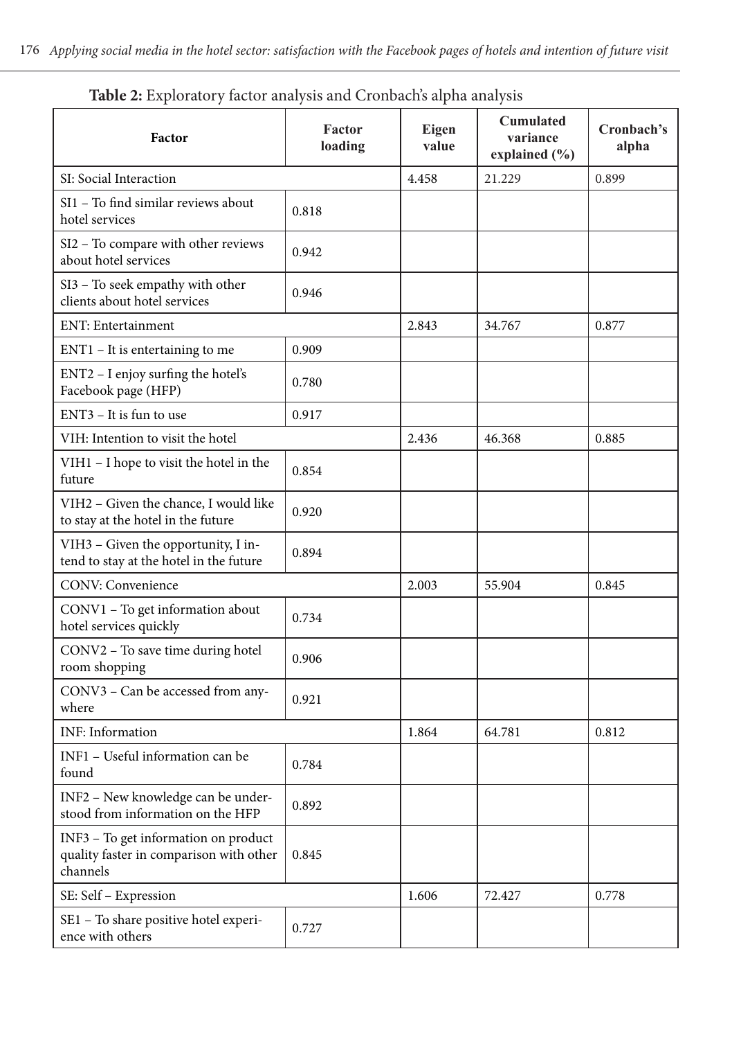**Table 2:** Exploratory factor analysis and Cronbach's alpha analysis

| Factor | Factor loading | Eigen value | Cumulated variance explained (%) | Cronbach's alpha |
|---|---|---|---|---|
| SI: Social Interaction | | 4.458 | 21.229 | 0.899 |
| SI1 – To find similar reviews about hotel services | 0.818 | | | |
| SI2 – To compare with other reviews about hotel services | 0.942 | | | |
| SI3 – To seek empathy with other clients about hotel services | 0.946 | | | |
| ENT: Entertainment | | 2.843 | 34.767 | 0.877 |
| ENT1 – It is entertaining to me | 0.909 | | | |
| ENT2 – I enjoy surfing the hotel's Facebook page (HFP) | 0.780 | | | |
| ENT3 – It is fun to use | 0.917 | | | |
| VIH: Intention to visit the hotel | | 2.436 | 46.368 | 0.885 |
| VIH1 – I hope to visit the hotel in the future | 0.854 | | | |
| VIH2 – Given the chance, I would like to stay at the hotel in the future | 0.920 | | | |
| VIH3 – Given the opportunity, I intend to stay at the hotel in the future | 0.894 | | | |
| CONV: Convenience | | 2.003 | 55.904 | 0.845 |
| CONV1 – To get information about hotel services quickly | 0.734 | | | |
| CONV2 – To save time during hotel room shopping | 0.906 | | | |
| CONV3 – Can be accessed from anywhere | 0.921 | | | |
| INF: Information | | 1.864 | 64.781 | 0.812 |
| INF1 – Useful information can be found | 0.784 | | | |
| INF2 – New knowledge can be understood from information on the HFP | 0.892 | | | |
| INF3 – To get information on product quality faster in comparison with other channels | 0.845 | | | |
| SE: Self – Expression | | 1.606 | 72.427 | 0.778 |
| SE1 – To share positive hotel experience with others | 0.727 | | | |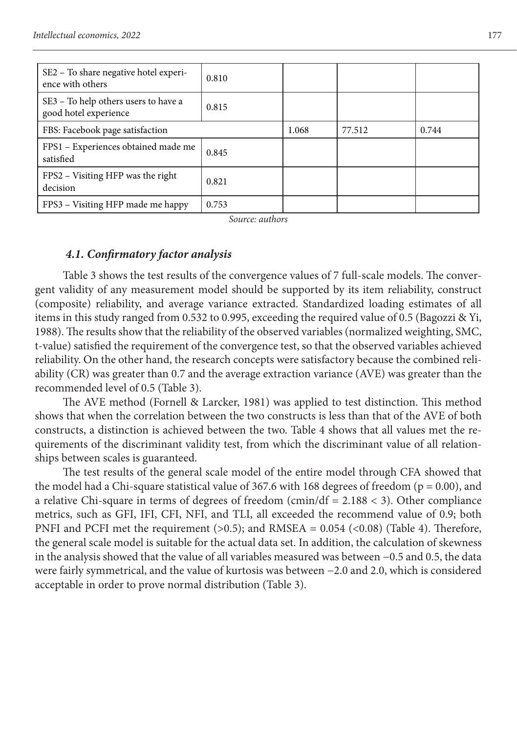| | | | | |
|---|---|---|---|---|
| SE2 – To share negative hotel experience with others | 0.810 | | | |
| SE3 – To help others users to have a good hotel experience | 0.815 | | | |
| FBS: Facebook page satisfaction | | 1.068 | 77.512 | 0.744 |
| FPS1 – Experiences obtained made me satisfied | 0.845 | | | |
| FPS2 – Visiting HFP was the right decision | 0.821 | | | |
| FPS3 – Visiting HFP made me happy | 0.753 | | | |

*Source: authors*

### *4.1. Confirmatory factor analysis*

Table 3 shows the test results of the convergence values of 7 full-scale models. The convergent validity of any measurement model should be supported by its item reliability, construct (composite) reliability, and average variance extracted. Standardized loading estimates of all items in this study ranged from 0.532 to 0.995, exceeding the required value of 0.5 (Bagozzi & Yi, 1988). The results show that the reliability of the observed variables (normalized weighting, SMC, t-value) satisfied the requirement of the convergence test, so that the observed variables achieved reliability. On the other hand, the research concepts were satisfactory because the combined reliability (CR) was greater than 0.7 and the average extraction variance (AVE) was greater than the recommended level of 0.5 (Table 3).

The AVE method (Fornell & Larcker, 1981) was applied to test distinction. This method shows that when the correlation between the two constructs is less than that of the AVE of both constructs, a distinction is achieved between the two. Table 4 shows that all values met the requirements of the discriminant validity test, from which the discriminant value of all relationships between scales is guaranteed.

The test results of the general scale model of the entire model through CFA showed that the model had a Chi-square statistical value of 367.6 with 168 degrees of freedom ($p = 0.00$), and a relative Chi-square in terms of degrees of freedom ($cmin/df = 2.188 < 3$). Other compliance metrics, such as GFI, IFI, CFI, NFI, and TLI, all exceeded the recommend value of 0.9; both PNFI and PCFI met the requirement (>0.5); and RMSEA = 0.054 (<0.08) (Table 4). Therefore, the general scale model is suitable for the actual data set. In addition, the calculation of skewness in the analysis showed that the value of all variables measured was between −0.5 and 0.5, the data were fairly symmetrical, and the value of kurtosis was between −2.0 and 2.0, which is considered acceptable in order to prove normal distribution (Table 3).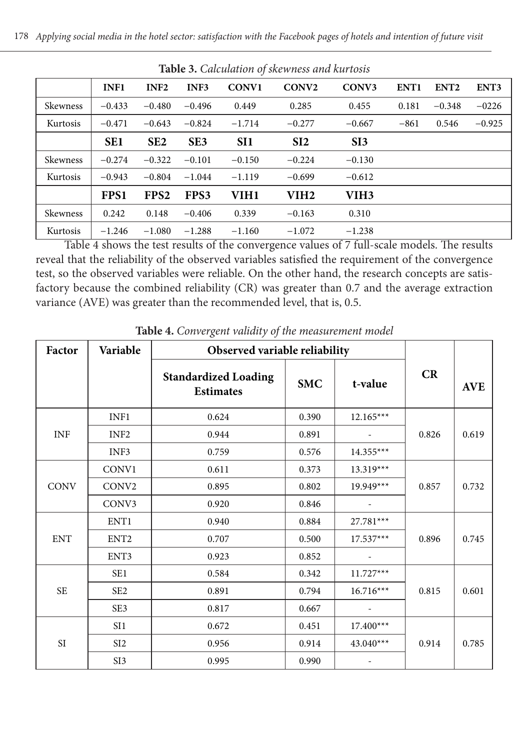**Table 3.** *Calculation of skewness and kurtosis*

| | INF1 | INF2 | INF3 | CONV1 | CONV2 | CONV3 | ENT1 | ENT2 | ENT3 |
|---|---|---|---|---|---|---|---|---|---|
| Skewness | −0.433 | −0.480 | −0.496 | 0.449 | 0.285 | 0.455 | 0.181 | −0.348 | −0226 |
| Kurtosis | −0.471 | −0.643 | −0.824 | −1.714 | −0.277 | −0.667 | −861 | 0.546 | −0.925 |
| | **SE1** | **SE2** | **SE3** | **SI1** | **SI2** | **SI3** | | | |
| Skewness | −0.274 | −0.322 | −0.101 | −0.150 | −0.224 | −0.130 | | | |
| Kurtosis | −0.943 | −0.804 | −1.044 | −1.119 | −0.699 | −0.612 | | | |
| | **FPS1** | **FPS2** | **FPS3** | **VIH1** | **VIH2** | **VIH3** | | | |
| Skewness | 0.242 | 0.148 | −0.406 | 0.339 | −0.163 | 0.310 | | | |
| Kurtosis | −1.246 | −1.080 | −1.288 | −1.160 | −1.072 | −1.238 | | | |

Table 4 shows the test results of the convergence values of 7 full-scale models. The results reveal that the reliability of the observed variables satisfied the requirement of the convergence test, so the observed variables were reliable. On the other hand, the research concepts are satisfactory because the combined reliability (CR) was greater than 0.7 and the average extraction variance (AVE) was greater than the recommended level, that is, 0.5.

**Table 4.** *Convergent validity of the measurement model*

| Factor | Variable | Observed variable reliability | | | CR | AVE |
|---|---|---|---|---|---|---|
| | | Standardized Loading Estimates | SMC | t-value | | |
| INF | INF1 | 0.624 | 0.390 | 12.165*** | 0.826 | 0.619 |
| | INF2 | 0.944 | 0.891 | - | | |
| | INF3 | 0.759 | 0.576 | 14.355*** | | |
| CONV | CONV1 | 0.611 | 0.373 | 13.319*** | 0.857 | 0.732 |
| | CONV2 | 0.895 | 0.802 | 19.949*** | | |
| | CONV3 | 0.920 | 0.846 | - | | |
| ENT | ENT1 | 0.940 | 0.884 | 27.781*** | 0.896 | 0.745 |
| | ENT2 | 0.707 | 0.500 | 17.537*** | | |
| | ENT3 | 0.923 | 0.852 | - | | |
| SE | SE1 | 0.584 | 0.342 | 11.727*** | 0.815 | 0.601 |
| | SE2 | 0.891 | 0.794 | 16.716*** | | |
| | SE3 | 0.817 | 0.667 | - | | |
| SI | SI1 | 0.672 | 0.451 | 17.400*** | 0.914 | 0.785 |
| | SI2 | 0.956 | 0.914 | 43.040*** | | |
| | SI3 | 0.995 | 0.990 | - | | |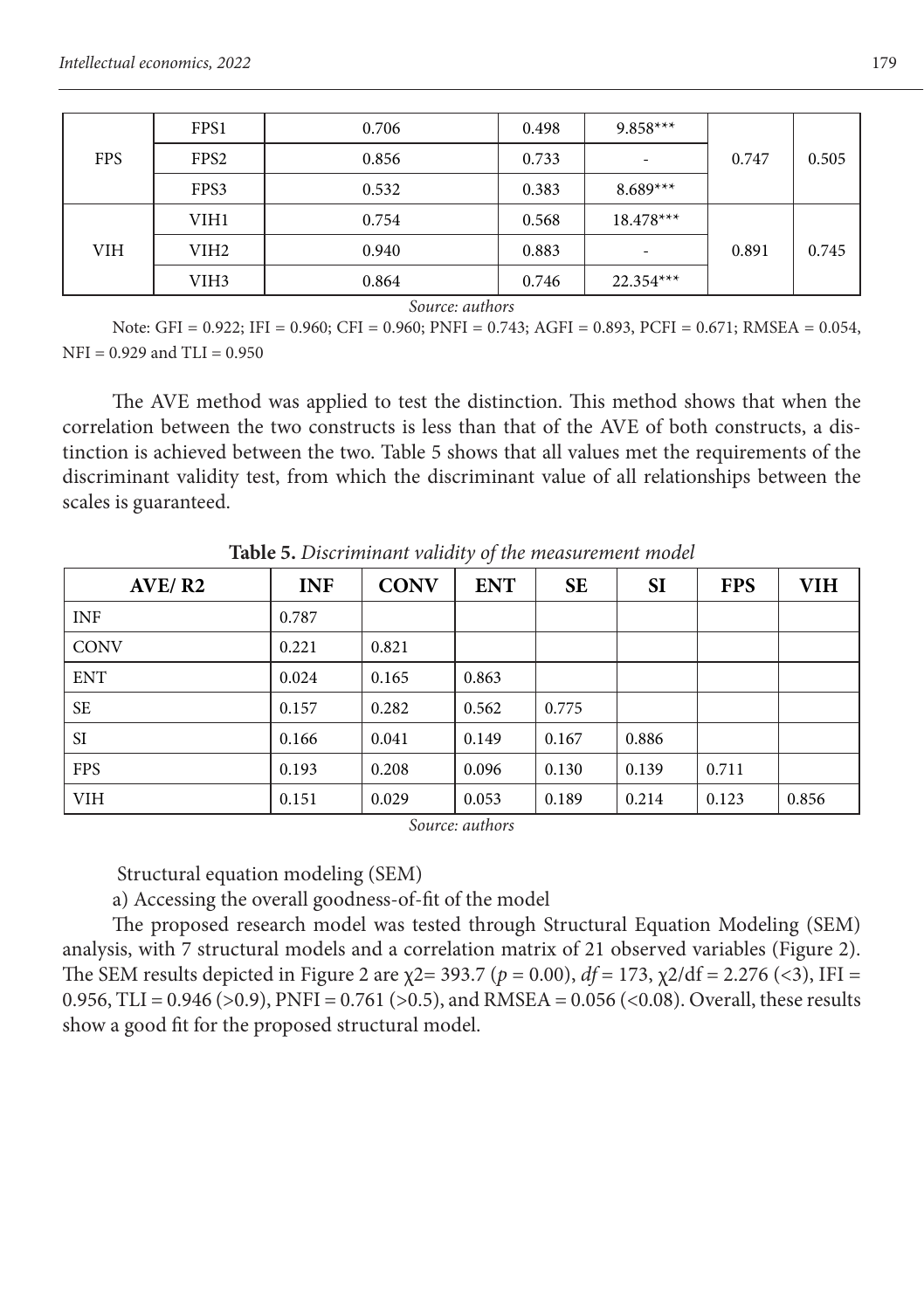| FPS | FPS1 | 0.706 | 0.498 | 9.858*** | 0.747 | 0.505 |
|---|---|---|---|---|---|---|
| | FPS2 | 0.856 | 0.733 | - | | |
| | FPS3 | 0.532 | 0.383 | 8.689*** | | |
| VIH | VIH1 | 0.754 | 0.568 | 18.478*** | 0.891 | 0.745 |
| | VIH2 | 0.940 | 0.883 | - | | |
| | VIH3 | 0.864 | 0.746 | 22.354*** | | |

*Source: authors*

Note: GFI = 0.922; IFI = 0.960; CFI = 0.960; PNFI = 0.743; AGFI = 0.893, PCFI = 0.671; RMSEA = 0.054, NFI = 0.929 and TLI = 0.950

The AVE method was applied to test the distinction. This method shows that when the correlation between the two constructs is less than that of the AVE of both constructs, a distinction is achieved between the two. Table 5 shows that all values met the requirements of the discriminant validity test, from which the discriminant value of all relationships between the scales is guaranteed.

**Table 5.** *Discriminant validity of the measurement model*

| AVE/ R2 | INF | CONV | ENT | SE | SI | FPS | VIH |
|---|---|---|---|---|---|---|---|
| INF | 0.787 | | | | | | |
| CONV | 0.221 | 0.821 | | | | | |
| ENT | 0.024 | 0.165 | 0.863 | | | | |
| SE | 0.157 | 0.282 | 0.562 | 0.775 | | | |
| SI | 0.166 | 0.041 | 0.149 | 0.167 | 0.886 | | |
| FPS | 0.193 | 0.208 | 0.096 | 0.130 | 0.139 | 0.711 | |
| VIH | 0.151 | 0.029 | 0.053 | 0.189 | 0.214 | 0.123 | 0.856 |

*Source: authors*

Structural equation modeling (SEM)

a) Accessing the overall goodness-of-fit of the model

The proposed research model was tested through Structural Equation Modeling (SEM) analysis, with 7 structural models and a correlation matrix of 21 observed variables (Figure 2). The SEM results depicted in Figure 2 are $\chi 2 = 393.7$ ($p = 0.00$), $df = 173$, $\chi 2/\text{df} = 2.276$ (<3), IFI = 0.956, TLI = 0.946 (>0.9), PNFI = 0.761 (>0.5), and RMSEA = 0.056 (<0.08). Overall, these results show a good fit for the proposed structural model.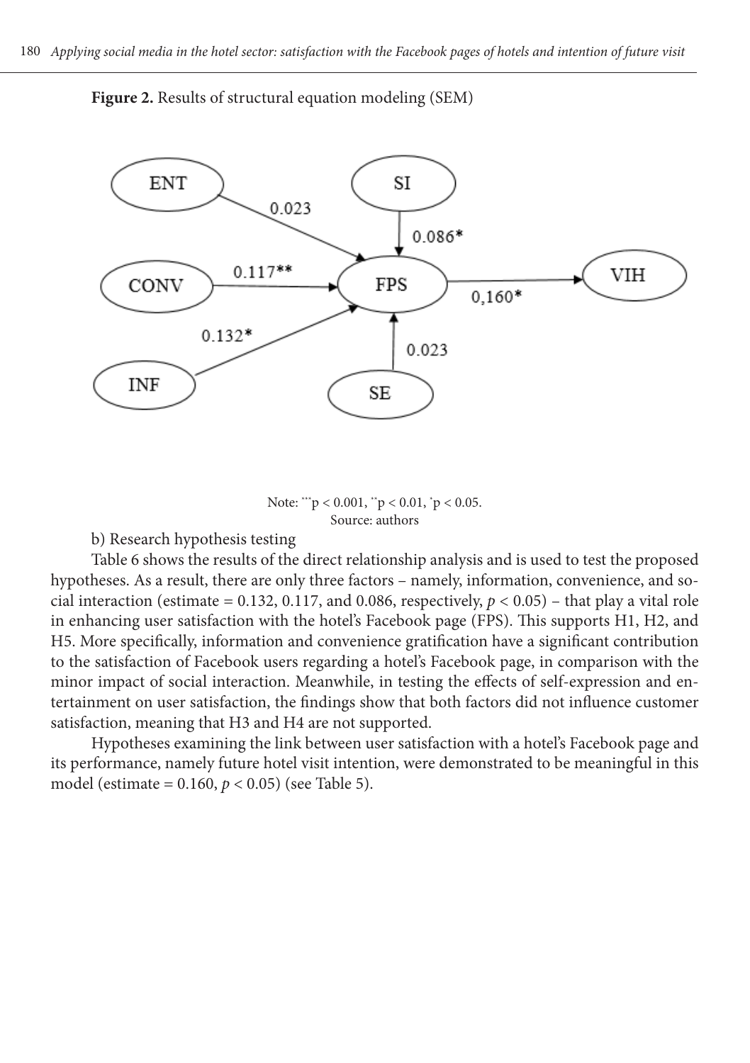**Figure 2.** Results of structural equation modeling (SEM)

Note: $^{***}p < 0.001$, $^{**}p < 0.01$, $^{*}p < 0.05$.
Source: authors

b) Research hypothesis testing

Table 6 shows the results of the direct relationship analysis and is used to test the proposed hypotheses. As a result, there are only three factors – namely, information, convenience, and social interaction (estimate = 0.132, 0.117, and 0.086, respectively, $p < 0.05$) – that play a vital role in enhancing user satisfaction with the hotel's Facebook page (FPS). This supports H1, H2, and H5. More specifically, information and convenience gratification have a significant contribution to the satisfaction of Facebook users regarding a hotel's Facebook page, in comparison with the minor impact of social interaction. Meanwhile, in testing the effects of self-expression and entertainment on user satisfaction, the findings show that both factors did not influence customer satisfaction, meaning that H3 and H4 are not supported.

Hypotheses examining the link between user satisfaction with a hotel's Facebook page and its performance, namely future hotel visit intention, were demonstrated to be meaningful in this model (estimate = 0.160, $p < 0.05$) (see Table 5).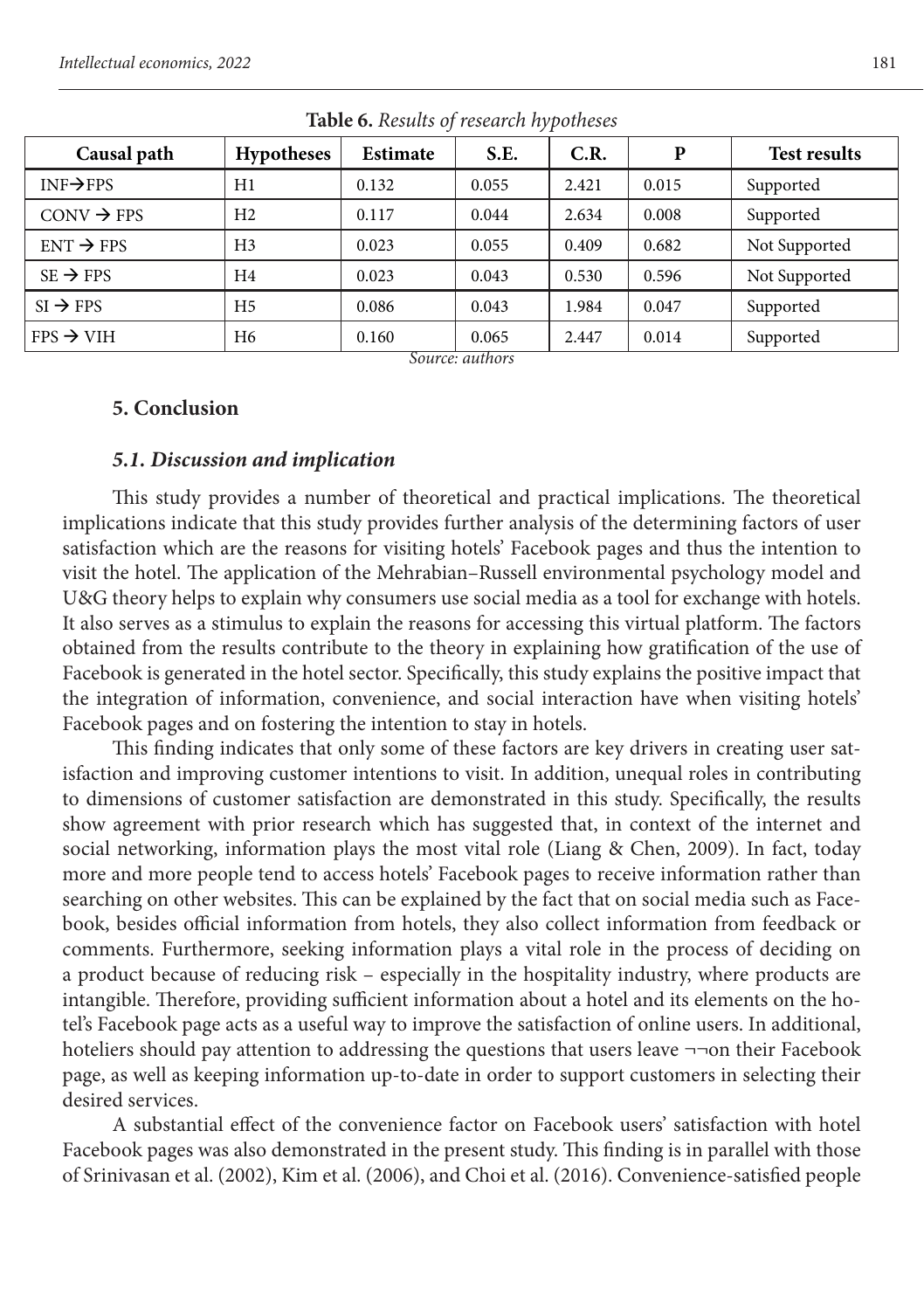**Table 6.** *Results of research hypotheses*

| Causal path | Hypotheses | Estimate | S.E. | C.R. | P | Test results |
|---|---|---|---|---|---|---|
| INF→FPS | H1 | 0.132 | 0.055 | 2.421 | 0.015 | Supported |
| CONV → FPS | H2 | 0.117 | 0.044 | 2.634 | 0.008 | Supported |
| ENT → FPS | H3 | 0.023 | 0.055 | 0.409 | 0.682 | Not Supported |
| SE → FPS | H4 | 0.023 | 0.043 | 0.530 | 0.596 | Not Supported |
| SI → FPS | H5 | 0.086 | 0.043 | 1.984 | 0.047 | Supported |
| FPS → VIH | H6 | 0.160 | 0.065 | 2.447 | 0.014 | Supported |

*Source: authors*

## 5. Conclusion

### *5.1. Discussion and implication*

This study provides a number of theoretical and practical implications. The theoretical implications indicate that this study provides further analysis of the determining factors of user satisfaction which are the reasons for visiting hotels' Facebook pages and thus the intention to visit the hotel. The application of the Mehrabian–Russell environmental psychology model and U&G theory helps to explain why consumers use social media as a tool for exchange with hotels. It also serves as a stimulus to explain the reasons for accessing this virtual platform. The factors obtained from the results contribute to the theory in explaining how gratification of the use of Facebook is generated in the hotel sector. Specifically, this study explains the positive impact that the integration of information, convenience, and social interaction have when visiting hotels' Facebook pages and on fostering the intention to stay in hotels.

This finding indicates that only some of these factors are key drivers in creating user satisfaction and improving customer intentions to visit. In addition, unequal roles in contributing to dimensions of customer satisfaction are demonstrated in this study. Specifically, the results show agreement with prior research which has suggested that, in context of the internet and social networking, information plays the most vital role (Liang & Chen, 2009). In fact, today more and more people tend to access hotels' Facebook pages to receive information rather than searching on other websites. This can be explained by the fact that on social media such as Facebook, besides official information from hotels, they also collect information from feedback or comments. Furthermore, seeking information plays a vital role in the process of deciding on a product because of reducing risk – especially in the hospitality industry, where products are intangible. Therefore, providing sufficient information about a hotel and its elements on the hotel's Facebook page acts as a useful way to improve the satisfaction of online users. In additional, hoteliers should pay attention to addressing the questions that users leave ¬¬on their Facebook page, as well as keeping information up-to-date in order to support customers in selecting their desired services.

A substantial effect of the convenience factor on Facebook users' satisfaction with hotel Facebook pages was also demonstrated in the present study. This finding is in parallel with those of Srinivasan et al. (2002), Kim et al. (2006), and Choi et al. (2016). Convenience-satisfied people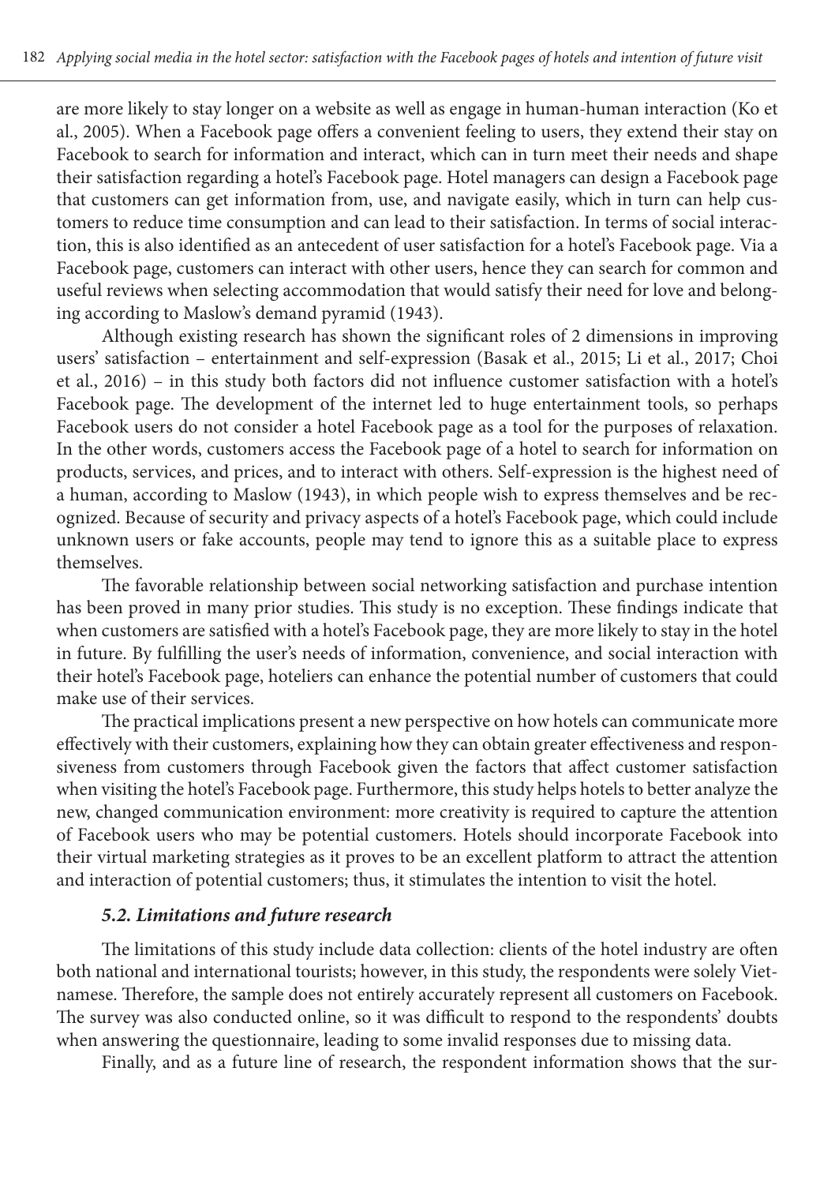are more likely to stay longer on a website as well as engage in human-human interaction (Ko et al., 2005). When a Facebook page offers a convenient feeling to users, they extend their stay on Facebook to search for information and interact, which can in turn meet their needs and shape their satisfaction regarding a hotel's Facebook page. Hotel managers can design a Facebook page that customers can get information from, use, and navigate easily, which in turn can help customers to reduce time consumption and can lead to their satisfaction. In terms of social interaction, this is also identified as an antecedent of user satisfaction for a hotel's Facebook page. Via a Facebook page, customers can interact with other users, hence they can search for common and useful reviews when selecting accommodation that would satisfy their need for love and belonging according to Maslow's demand pyramid (1943).

Although existing research has shown the significant roles of 2 dimensions in improving users' satisfaction – entertainment and self-expression (Basak et al., 2015; Li et al., 2017; Choi et al., 2016) – in this study both factors did not influence customer satisfaction with a hotel's Facebook page. The development of the internet led to huge entertainment tools, so perhaps Facebook users do not consider a hotel Facebook page as a tool for the purposes of relaxation. In the other words, customers access the Facebook page of a hotel to search for information on products, services, and prices, and to interact with others. Self-expression is the highest need of a human, according to Maslow (1943), in which people wish to express themselves and be recognized. Because of security and privacy aspects of a hotel's Facebook page, which could include unknown users or fake accounts, people may tend to ignore this as a suitable place to express themselves.

The favorable relationship between social networking satisfaction and purchase intention has been proved in many prior studies. This study is no exception. These findings indicate that when customers are satisfied with a hotel's Facebook page, they are more likely to stay in the hotel in future. By fulfilling the user's needs of information, convenience, and social interaction with their hotel's Facebook page, hoteliers can enhance the potential number of customers that could make use of their services.

The practical implications present a new perspective on how hotels can communicate more effectively with their customers, explaining how they can obtain greater effectiveness and responsiveness from customers through Facebook given the factors that affect customer satisfaction when visiting the hotel's Facebook page. Furthermore, this study helps hotels to better analyze the new, changed communication environment: more creativity is required to capture the attention of Facebook users who may be potential customers. Hotels should incorporate Facebook into their virtual marketing strategies as it proves to be an excellent platform to attract the attention and interaction of potential customers; thus, it stimulates the intention to visit the hotel.

### *5.2. Limitations and future research*

The limitations of this study include data collection: clients of the hotel industry are often both national and international tourists; however, in this study, the respondents were solely Vietnamese. Therefore, the sample does not entirely accurately represent all customers on Facebook. The survey was also conducted online, so it was difficult to respond to the respondents' doubts when answering the questionnaire, leading to some invalid responses due to missing data.

Finally, and as a future line of research, the respondent information shows that the sur-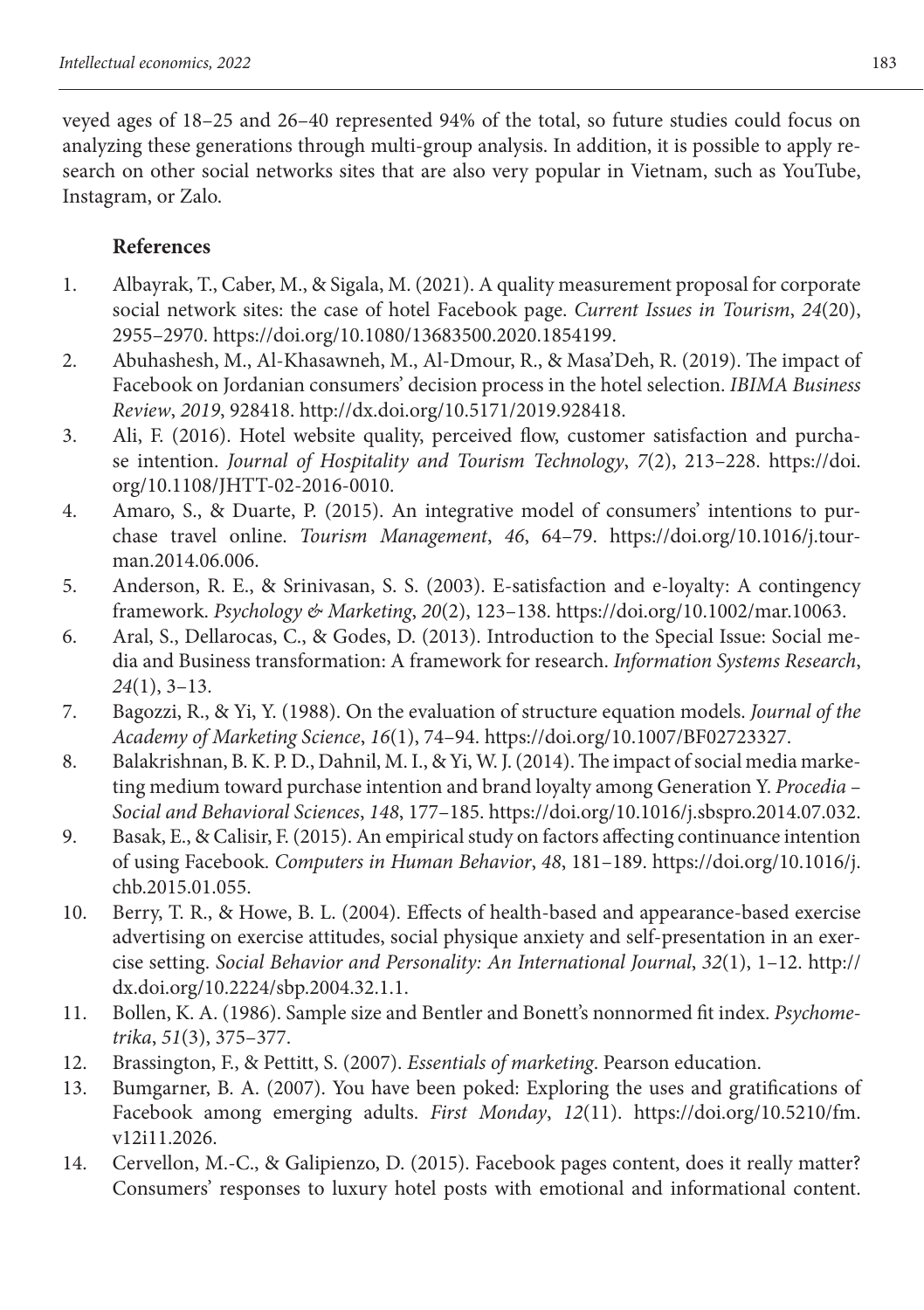veyed ages of 18–25 and 26–40 represented 94% of the total, so future studies could focus on analyzing these generations through multi-group analysis. In addition, it is possible to apply research on other social networks sites that are also very popular in Vietnam, such as YouTube, Instagram, or Zalo.

## References

1. Albayrak, T., Caber, M., & Sigala, M. (2021). A quality measurement proposal for corporate social network sites: the case of hotel Facebook page. *Current Issues in Tourism*, *24*(20), 2955–2970. https://doi.org/10.1080/13683500.2020.1854199.
2. Abuhashesh, M., Al-Khasawneh, M., Al-Dmour, R., & Masa'Deh, R. (2019). The impact of Facebook on Jordanian consumers' decision process in the hotel selection. *IBIMA Business Review*, *2019*, 928418. http://dx.doi.org/10.5171/2019.928418.
3. Ali, F. (2016). Hotel website quality, perceived flow, customer satisfaction and purchase intention. *Journal of Hospitality and Tourism Technology*, *7*(2), 213–228. https://doi.org/10.1108/JHTT-02-2016-0010.
4. Amaro, S., & Duarte, P. (2015). An integrative model of consumers' intentions to purchase travel online. *Tourism Management*, *46*, 64–79. https://doi.org/10.1016/j.tourman.2014.06.006.
5. Anderson, R. E., & Srinivasan, S. S. (2003). E-satisfaction and e-loyalty: A contingency framework. *Psychology & Marketing*, *20*(2), 123–138. https://doi.org/10.1002/mar.10063.
6. Aral, S., Dellarocas, C., & Godes, D. (2013). Introduction to the Special Issue: Social media and Business transformation: A framework for research. *Information Systems Research*, *24*(1), 3–13.
7. Bagozzi, R., & Yi, Y. (1988). On the evaluation of structure equation models. *Journal of the Academy of Marketing Science*, *16*(1), 74–94. https://doi.org/10.1007/BF02723327.
8. Balakrishnan, B. K. P. D., Dahnil, M. I., & Yi, W. J. (2014). The impact of social media marketing medium toward purchase intention and brand loyalty among Generation Y. *Procedia – Social and Behavioral Sciences*, *148*, 177–185. https://doi.org/10.1016/j.sbspro.2014.07.032.
9. Basak, E., & Calisir, F. (2015). An empirical study on factors affecting continuance intention of using Facebook. *Computers in Human Behavior*, *48*, 181–189. https://doi.org/10.1016/j.chb.2015.01.055.
10. Berry, T. R., & Howe, B. L. (2004). Effects of health-based and appearance-based exercise advertising on exercise attitudes, social physique anxiety and self-presentation in an exercise setting. *Social Behavior and Personality: An International Journal*, *32*(1), 1–12. http://dx.doi.org/10.2224/sbp.2004.32.1.1.
11. Bollen, K. A. (1986). Sample size and Bentler and Bonett's nonnormed fit index. *Psychometrika*, *51*(3), 375–377.
12. Brassington, F., & Pettitt, S. (2007). *Essentials of marketing*. Pearson education.
13. Bumgarner, B. A. (2007). You have been poked: Exploring the uses and gratifications of Facebook among emerging adults. *First Monday*, *12*(11). https://doi.org/10.5210/fm.v12i11.2026.
14. Cervellon, M.-C., & Galipienzo, D. (2015). Facebook pages content, does it really matter? Consumers' responses to luxury hotel posts with emotional and informational content.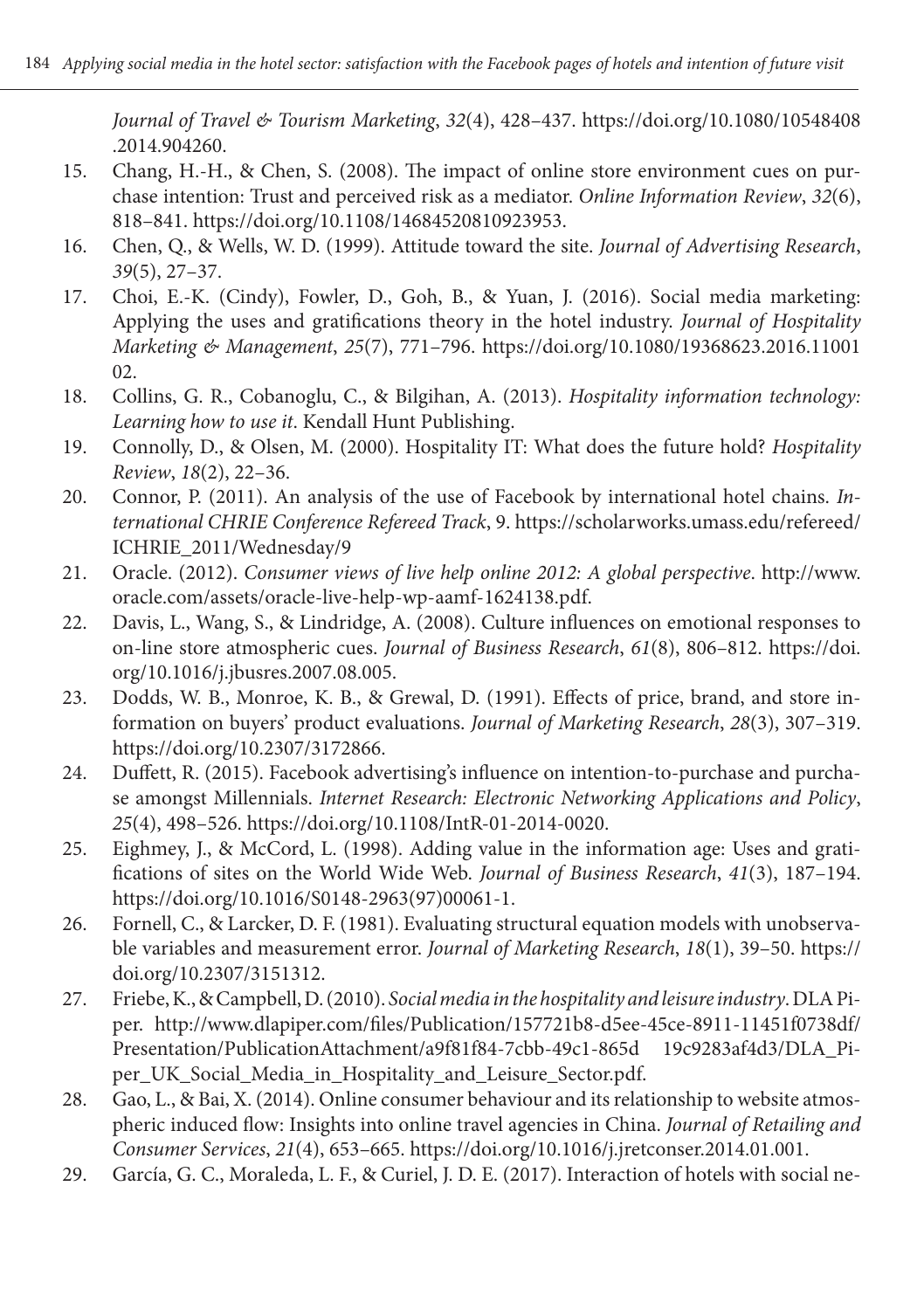*Journal of Travel & Tourism Marketing*, *32*(4), 428–437. https://doi.org/10.1080/10548408.2014.904260.

15. Chang, H.-H., & Chen, S. (2008). The impact of online store environment cues on purchase intention: Trust and perceived risk as a mediator. *Online Information Review*, *32*(6), 818–841. https://doi.org/10.1108/14684520810923953.
16. Chen, Q., & Wells, W. D. (1999). Attitude toward the site. *Journal of Advertising Research*, *39*(5), 27–37.
17. Choi, E.-K. (Cindy), Fowler, D., Goh, B., & Yuan, J. (2016). Social media marketing: Applying the uses and gratifications theory in the hotel industry. *Journal of Hospitality Marketing & Management*, *25*(7), 771–796. https://doi.org/10.1080/19368623.2016.1100102.
18. Collins, G. R., Cobanoglu, C., & Bilgihan, A. (2013). *Hospitality information technology: Learning how to use it*. Kendall Hunt Publishing.
19. Connolly, D., & Olsen, M. (2000). Hospitality IT: What does the future hold? *Hospitality Review*, *18*(2), 22–36.
20. Connor, P. (2011). An analysis of the use of Facebook by international hotel chains. *International CHRIE Conference Refereed Track*, 9. https://scholarworks.umass.edu/refereed/ICHRIE_2011/Wednesday/9
21. Oracle. (2012). *Consumer views of live help online 2012: A global perspective*. http://www.oracle.com/assets/oracle-live-help-wp-aamf-1624138.pdf.
22. Davis, L., Wang, S., & Lindridge, A. (2008). Culture influences on emotional responses to on-line store atmospheric cues. *Journal of Business Research*, *61*(8), 806–812. https://doi.org/10.1016/j.jbusres.2007.08.005.
23. Dodds, W. B., Monroe, K. B., & Grewal, D. (1991). Effects of price, brand, and store information on buyers' product evaluations. *Journal of Marketing Research*, *28*(3), 307–319. https://doi.org/10.2307/3172866.
24. Duffett, R. (2015). Facebook advertising's influence on intention-to-purchase and purchase amongst Millennials. *Internet Research: Electronic Networking Applications and Policy*, *25*(4), 498–526. https://doi.org/10.1108/IntR-01-2014-0020.
25. Eighmey, J., & McCord, L. (1998). Adding value in the information age: Uses and gratifications of sites on the World Wide Web. *Journal of Business Research*, *41*(3), 187–194. https://doi.org/10.1016/S0148-2963(97)00061-1.
26. Fornell, C., & Larcker, D. F. (1981). Evaluating structural equation models with unobservable variables and measurement error. *Journal of Marketing Research*, *18*(1), 39–50. https://doi.org/10.2307/3151312.
27. Friebe, K., & Campbell, D. (2010). *Social media in the hospitality and leisure industry*. DLA Piper. http://www.dlapiper.com/files/Publication/157721b8-d5ee-45ce-8911-11451f0738df/Presentation/PublicationAttachment/a9f81f84-7cbb-49c1-865d 19c9283af4d3/DLA_Piper_UK_Social_Media_in_Hospitality_and_Leisure_Sector.pdf.
28. Gao, L., & Bai, X. (2014). Online consumer behaviour and its relationship to website atmospheric induced flow: Insights into online travel agencies in China. *Journal of Retailing and Consumer Services*, *21*(4), 653–665. https://doi.org/10.1016/j.jretconser.2014.01.001.
29. García, G. C., Moraleda, L. F., & Curiel, J. D. E. (2017). Interaction of hotels with social ne-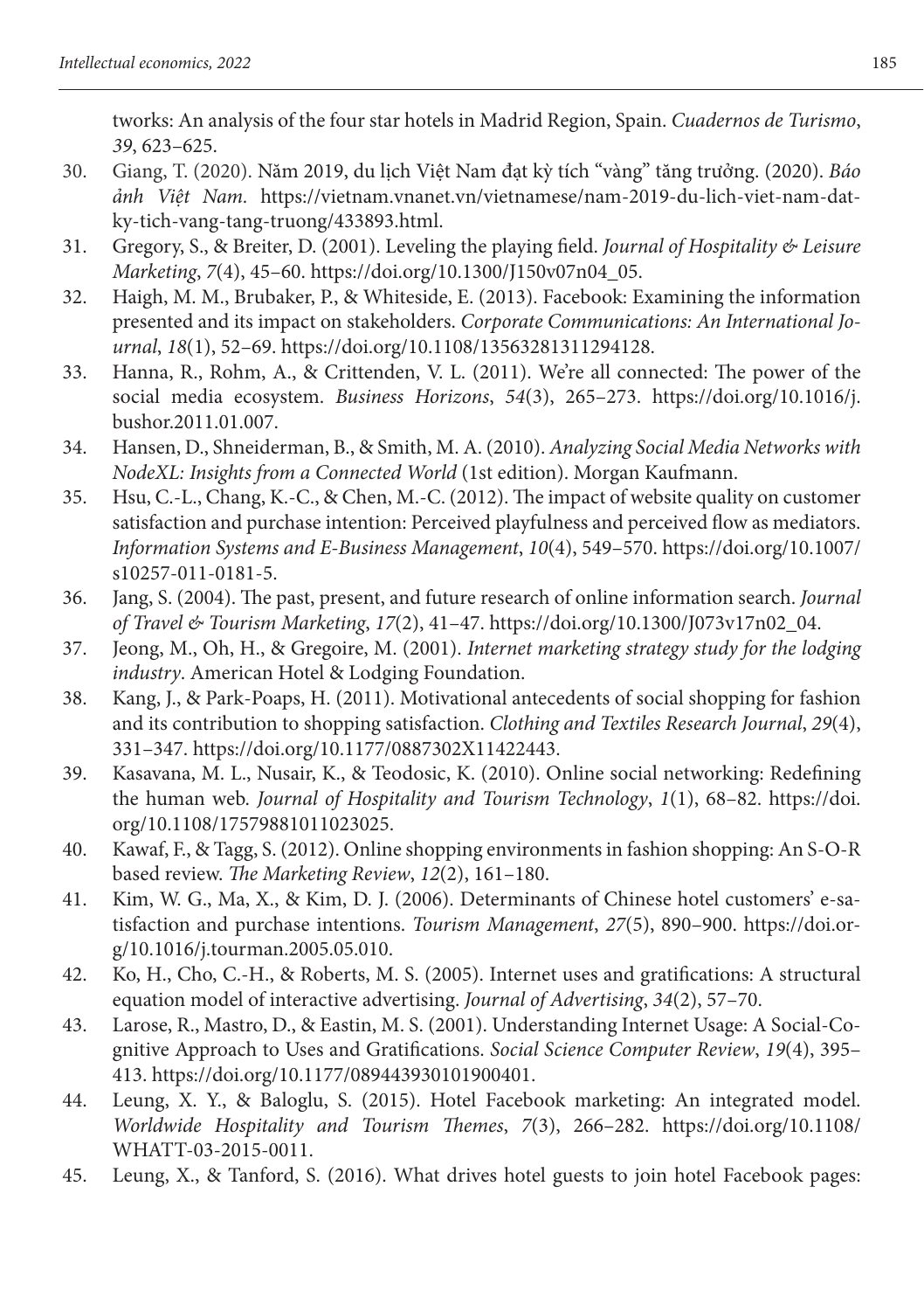tworks: An analysis of the four star hotels in Madrid Region, Spain. *Cuadernos de Turismo*, *39*, 623–625.

30. Giang, T. (2020). Năm 2019, du lịch Việt Nam đạt kỳ tích "vàng" tăng trưởng. (2020). *Báo ảnh Việt Nam.* https://vietnam.vnanet.vn/vietnamese/nam-2019-du-lich-viet-nam-dat-ky-tich-vang-tang-truong/433893.html.
31. Gregory, S., & Breiter, D. (2001). Leveling the playing field. *Journal of Hospitality & Leisure Marketing*, *7*(4), 45–60. https://doi.org/10.1300/J150v07n04_05.
32. Haigh, M. M., Brubaker, P., & Whiteside, E. (2013). Facebook: Examining the information presented and its impact on stakeholders. *Corporate Communications: An International Journal*, *18*(1), 52–69. https://doi.org/10.1108/13563281311294128.
33. Hanna, R., Rohm, A., & Crittenden, V. L. (2011). We're all connected: The power of the social media ecosystem. *Business Horizons*, *54*(3), 265–273. https://doi.org/10.1016/j.bushor.2011.01.007.
34. Hansen, D., Shneiderman, B., & Smith, M. A. (2010). *Analyzing Social Media Networks with NodeXL: Insights from a Connected World* (1st edition). Morgan Kaufmann.
35. Hsu, C.-L., Chang, K.-C., & Chen, M.-C. (2012). The impact of website quality on customer satisfaction and purchase intention: Perceived playfulness and perceived flow as mediators. *Information Systems and E-Business Management*, *10*(4), 549–570. https://doi.org/10.1007/s10257-011-0181-5.
36. Jang, S. (2004). The past, present, and future research of online information search. *Journal of Travel & Tourism Marketing*, *17*(2), 41–47. https://doi.org/10.1300/J073v17n02_04.
37. Jeong, M., Oh, H., & Gregoire, M. (2001). *Internet marketing strategy study for the lodging industry*. American Hotel & Lodging Foundation.
38. Kang, J., & Park-Poaps, H. (2011). Motivational antecedents of social shopping for fashion and its contribution to shopping satisfaction. *Clothing and Textiles Research Journal*, *29*(4), 331–347. https://doi.org/10.1177/0887302X11422443.
39. Kasavana, M. L., Nusair, K., & Teodosic, K. (2010). Online social networking: Redefining the human web. *Journal of Hospitality and Tourism Technology*, *1*(1), 68–82. https://doi.org/10.1108/17579881011023025.
40. Kawaf, F., & Tagg, S. (2012). Online shopping environments in fashion shopping: An S-O-R based review. *The Marketing Review*, *12*(2), 161–180.
41. Kim, W. G., Ma, X., & Kim, D. J. (2006). Determinants of Chinese hotel customers' e-satisfaction and purchase intentions. *Tourism Management*, *27*(5), 890–900. https://doi.org/10.1016/j.tourman.2005.05.010.
42. Ko, H., Cho, C.-H., & Roberts, M. S. (2005). Internet uses and gratifications: A structural equation model of interactive advertising. *Journal of Advertising*, *34*(2), 57–70.
43. Larose, R., Mastro, D., & Eastin, M. S. (2001). Understanding Internet Usage: A Social-Cognitive Approach to Uses and Gratifications. *Social Science Computer Review*, *19*(4), 395–413. https://doi.org/10.1177/089443930101900401.
44. Leung, X. Y., & Baloglu, S. (2015). Hotel Facebook marketing: An integrated model. *Worldwide Hospitality and Tourism Themes*, *7*(3), 266–282. https://doi.org/10.1108/WHATT-03-2015-0011.
45. Leung, X., & Tanford, S. (2016). What drives hotel guests to join hotel Facebook pages: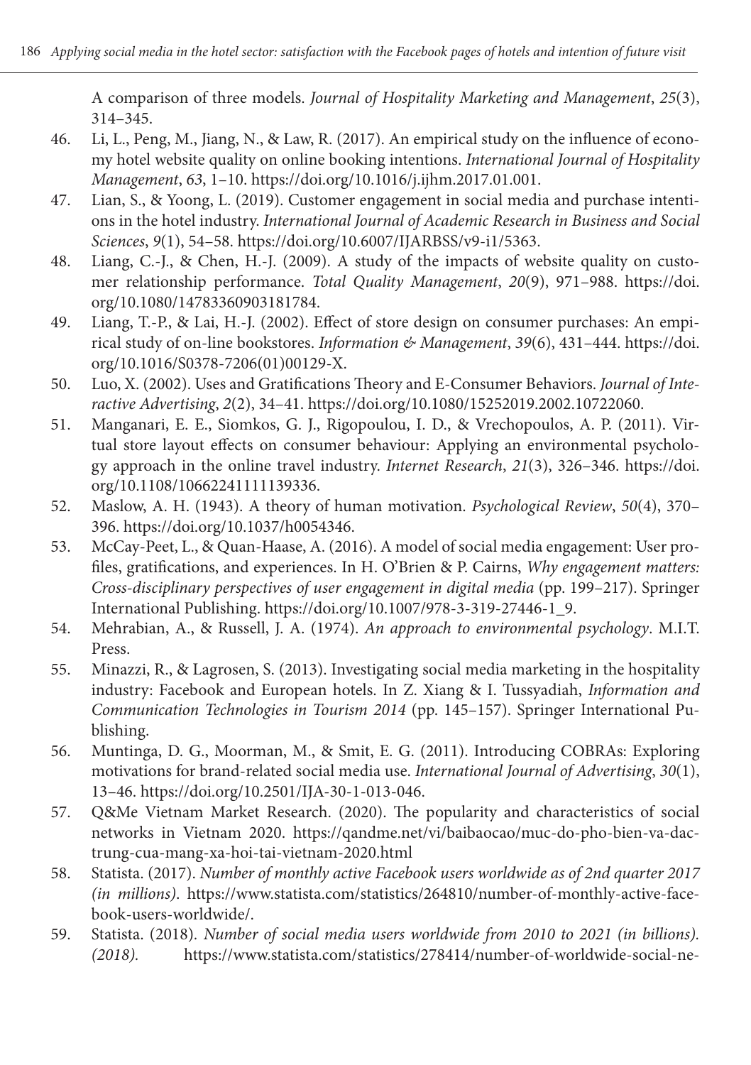A comparison of three models. *Journal of Hospitality Marketing and Management*, *25*(3), 314–345.

46. Li, L., Peng, M., Jiang, N., & Law, R. (2017). An empirical study on the influence of economy hotel website quality on online booking intentions. *International Journal of Hospitality Management*, *63*, 1–10. https://doi.org/10.1016/j.ijhm.2017.01.001.
47. Lian, S., & Yoong, L. (2019). Customer engagement in social media and purchase intentions in the hotel industry. *International Journal of Academic Research in Business and Social Sciences*, *9*(1), 54–58. https://doi.org/10.6007/IJARBSS/v9-i1/5363.
48. Liang, C.-J., & Chen, H.-J. (2009). A study of the impacts of website quality on customer relationship performance. *Total Quality Management*, *20*(9), 971–988. https://doi.org/10.1080/14783360903181784.
49. Liang, T.-P., & Lai, H.-J. (2002). Effect of store design on consumer purchases: An empirical study of on-line bookstores. *Information & Management*, *39*(6), 431–444. https://doi.org/10.1016/S0378-7206(01)00129-X.
50. Luo, X. (2002). Uses and Gratifications Theory and E-Consumer Behaviors. *Journal of Interactive Advertising*, *2*(2), 34–41. https://doi.org/10.1080/15252019.2002.10722060.
51. Manganari, E. E., Siomkos, G. J., Rigopoulou, I. D., & Vrechopoulos, A. P. (2011). Virtual store layout effects on consumer behaviour: Applying an environmental psychology approach in the online travel industry. *Internet Research*, *21*(3), 326–346. https://doi.org/10.1108/10662241111139336.
52. Maslow, A. H. (1943). A theory of human motivation. *Psychological Review*, *50*(4), 370–396. https://doi.org/10.1037/h0054346.
53. McCay-Peet, L., & Quan-Haase, A. (2016). A model of social media engagement: User profiles, gratifications, and experiences. In H. O'Brien & P. Cairns, *Why engagement matters: Cross-disciplinary perspectives of user engagement in digital media* (pp. 199–217). Springer International Publishing. https://doi.org/10.1007/978-3-319-27446-1_9.
54. Mehrabian, A., & Russell, J. A. (1974). *An approach to environmental psychology*. M.I.T. Press.
55. Minazzi, R., & Lagrosen, S. (2013). Investigating social media marketing in the hospitality industry: Facebook and European hotels. In Z. Xiang & I. Tussyadiah, *Information and Communication Technologies in Tourism 2014* (pp. 145–157). Springer International Publishing.
56. Muntinga, D. G., Moorman, M., & Smit, E. G. (2011). Introducing COBRAs: Exploring motivations for brand-related social media use. *International Journal of Advertising*, *30*(1), 13–46. https://doi.org/10.2501/IJA-30-1-013-046.
57. Q&Me Vietnam Market Research. (2020). The popularity and characteristics of social networks in Vietnam 2020. https://qandme.net/vi/baibaocao/muc-do-pho-bien-va-dac-trung-cua-mang-xa-hoi-tai-vietnam-2020.html
58. Statista. (2017). *Number of monthly active Facebook users worldwide as of 2nd quarter 2017 (in millions)*. https://www.statista.com/statistics/264810/number-of-monthly-active-facebook-users-worldwide/.
59. Statista. (2018). *Number of social media users worldwide from 2010 to 2021 (in billions). (2018).* https://www.statista.com/statistics/278414/number-of-worldwide-social-ne-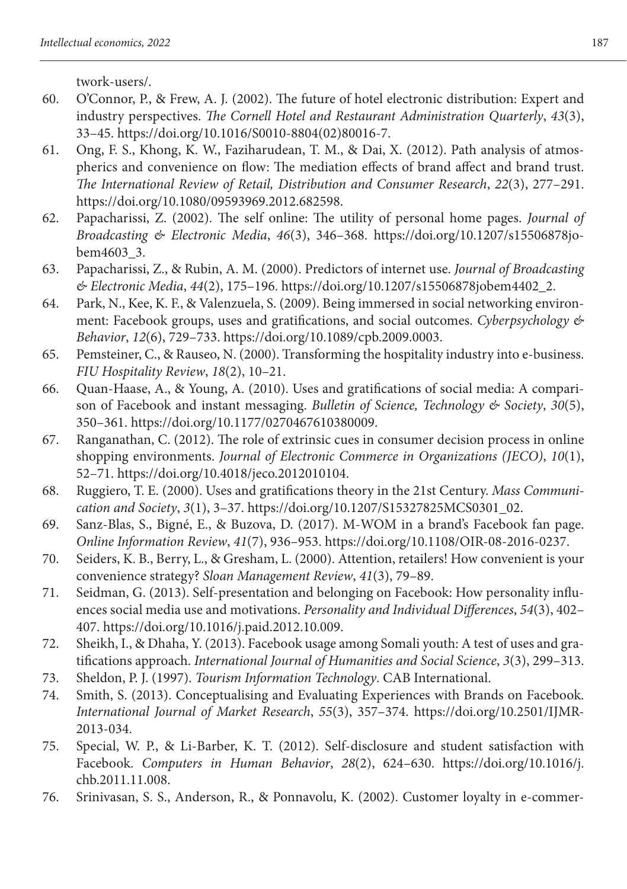twork-users/.

60. O'Connor, P., & Frew, A. J. (2002). The future of hotel electronic distribution: Expert and industry perspectives. *The Cornell Hotel and Restaurant Administration Quarterly*, *43*(3), 33–45. https://doi.org/10.1016/S0010-8804(02)80016-7.
61. Ong, F. S., Khong, K. W., Faziharudean, T. M., & Dai, X. (2012). Path analysis of atmospherics and convenience on flow: The mediation effects of brand affect and brand trust. *The International Review of Retail, Distribution and Consumer Research*, *22*(3), 277–291. https://doi.org/10.1080/09593969.2012.682598.
62. Papacharissi, Z. (2002). The self online: The utility of personal home pages. *Journal of Broadcasting & Electronic Media*, *46*(3), 346–368. https://doi.org/10.1207/s15506878jobem4603_3.
63. Papacharissi, Z., & Rubin, A. M. (2000). Predictors of internet use. *Journal of Broadcasting & Electronic Media*, *44*(2), 175–196. https://doi.org/10.1207/s15506878jobem4402_2.
64. Park, N., Kee, K. F., & Valenzuela, S. (2009). Being immersed in social networking environment: Facebook groups, uses and gratifications, and social outcomes. *Cyberpsychology & Behavior*, *12*(6), 729–733. https://doi.org/10.1089/cpb.2009.0003.
65. Pemsteiner, C., & Rauseo, N. (2000). Transforming the hospitality industry into e-business. *FIU Hospitality Review*, *18*(2), 10–21.
66. Quan-Haase, A., & Young, A. (2010). Uses and gratifications of social media: A comparison of Facebook and instant messaging. *Bulletin of Science, Technology & Society*, *30*(5), 350–361. https://doi.org/10.1177/0270467610380009.
67. Ranganathan, C. (2012). The role of extrinsic cues in consumer decision process in online shopping environments. *Journal of Electronic Commerce in Organizations (JECO)*, *10*(1), 52–71. https://doi.org/10.4018/jeco.2012010104.
68. Ruggiero, T. E. (2000). Uses and gratifications theory in the 21st Century. *Mass Communication and Society*, *3*(1), 3–37. https://doi.org/10.1207/S15327825MCS0301_02.
69. Sanz-Blas, S., Bigné, E., & Buzova, D. (2017). M-WOM in a brand's Facebook fan page. *Online Information Review*, *41*(7), 936–953. https://doi.org/10.1108/OIR-08-2016-0237.
70. Seiders, K. B., Berry, L., & Gresham, L. (2000). Attention, retailers! How convenient is your convenience strategy? *Sloan Management Review*, *41*(3), 79–89.
71. Seidman, G. (2013). Self-presentation and belonging on Facebook: How personality influences social media use and motivations. *Personality and Individual Differences*, *54*(3), 402–407. https://doi.org/10.1016/j.paid.2012.10.009.
72. Sheikh, I., & Dhaha, Y. (2013). Facebook usage among Somali youth: A test of uses and gratifications approach. *International Journal of Humanities and Social Science*, *3*(3), 299–313.
73. Sheldon, P. J. (1997). *Tourism Information Technology*. CAB International.
74. Smith, S. (2013). Conceptualising and Evaluating Experiences with Brands on Facebook. *International Journal of Market Research*, *55*(3), 357–374. https://doi.org/10.2501/IJMR-2013-034.
75. Special, W. P., & Li-Barber, K. T. (2012). Self-disclosure and student satisfaction with Facebook. *Computers in Human Behavior*, *28*(2), 624–630. https://doi.org/10.1016/j.chb.2011.11.008.
76. Srinivasan, S. S., Anderson, R., & Ponnavolu, K. (2002). Customer loyalty in e-commer-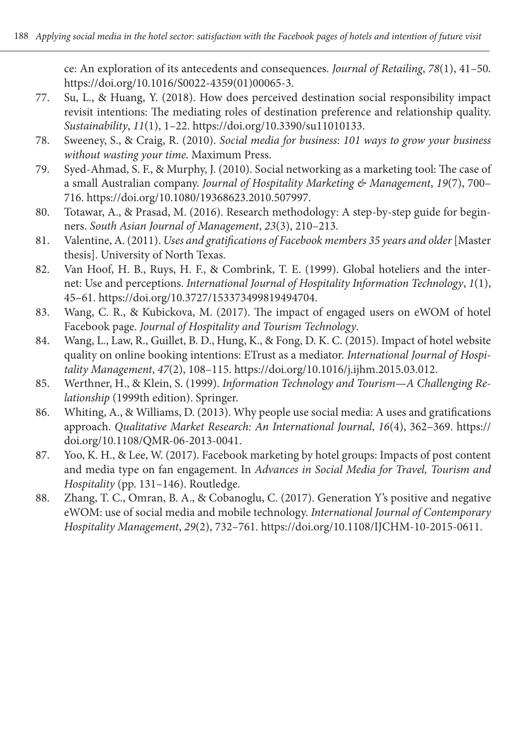ce: An exploration of its antecedents and consequences. *Journal of Retailing*, *78*(1), 41–50. https://doi.org/10.1016/S0022-4359(01)00065-3.

77. Su, L., & Huang, Y. (2018). How does perceived destination social responsibility impact revisit intentions: The mediating roles of destination preference and relationship quality. *Sustainability*, *11*(1), 1–22. https://doi.org/10.3390/su11010133.
78. Sweeney, S., & Craig, R. (2010). *Social media for business: 101 ways to grow your business without wasting your time*. Maximum Press.
79. Syed-Ahmad, S. F., & Murphy, J. (2010). Social networking as a marketing tool: The case of a small Australian company. *Journal of Hospitality Marketing & Management*, *19*(7), 700–716. https://doi.org/10.1080/19368623.2010.507997.
80. Totawar, A., & Prasad, M. (2016). Research methodology: A step-by-step guide for beginners. *South Asian Journal of Management*, *23*(3), 210–213.
81. Valentine, A. (2011). *Uses and gratifications of Facebook members 35 years and older* [Master thesis]. University of North Texas.
82. Van Hoof, H. B., Ruys, H. F., & Combrink, T. E. (1999). Global hoteliers and the internet: Use and perceptions. *International Journal of Hospitality Information Technology*, *1*(1), 45–61. https://doi.org/10.3727/153373499819494704.
83. Wang, C. R., & Kubickova, M. (2017). The impact of engaged users on eWOM of hotel Facebook page. *Journal of Hospitality and Tourism Technology*.
84. Wang, L., Law, R., Guillet, B. D., Hung, K., & Fong, D. K. C. (2015). Impact of hotel website quality on online booking intentions: ETrust as a mediator. *International Journal of Hospitality Management*, *47*(2), 108–115. https://doi.org/10.1016/j.ijhm.2015.03.012.
85. Werthner, H., & Klein, S. (1999). *Information Technology and Tourism—A Challenging Relationship* (1999th edition). Springer.
86. Whiting, A., & Williams, D. (2013). Why people use social media: A uses and gratifications approach. *Qualitative Market Research: An International Journal*, *16*(4), 362–369. https://doi.org/10.1108/QMR-06-2013-0041.
87. Yoo, K. H., & Lee, W. (2017). Facebook marketing by hotel groups: Impacts of post content and media type on fan engagement. In *Advances in Social Media for Travel, Tourism and Hospitality* (pp. 131–146). Routledge.
88. Zhang, T. C., Omran, B. A., & Cobanoglu, C. (2017). Generation Y's positive and negative eWOM: use of social media and mobile technology. *International Journal of Contemporary Hospitality Management*, *29*(2), 732–761. https://doi.org/10.1108/IJCHM-10-2015-0611.